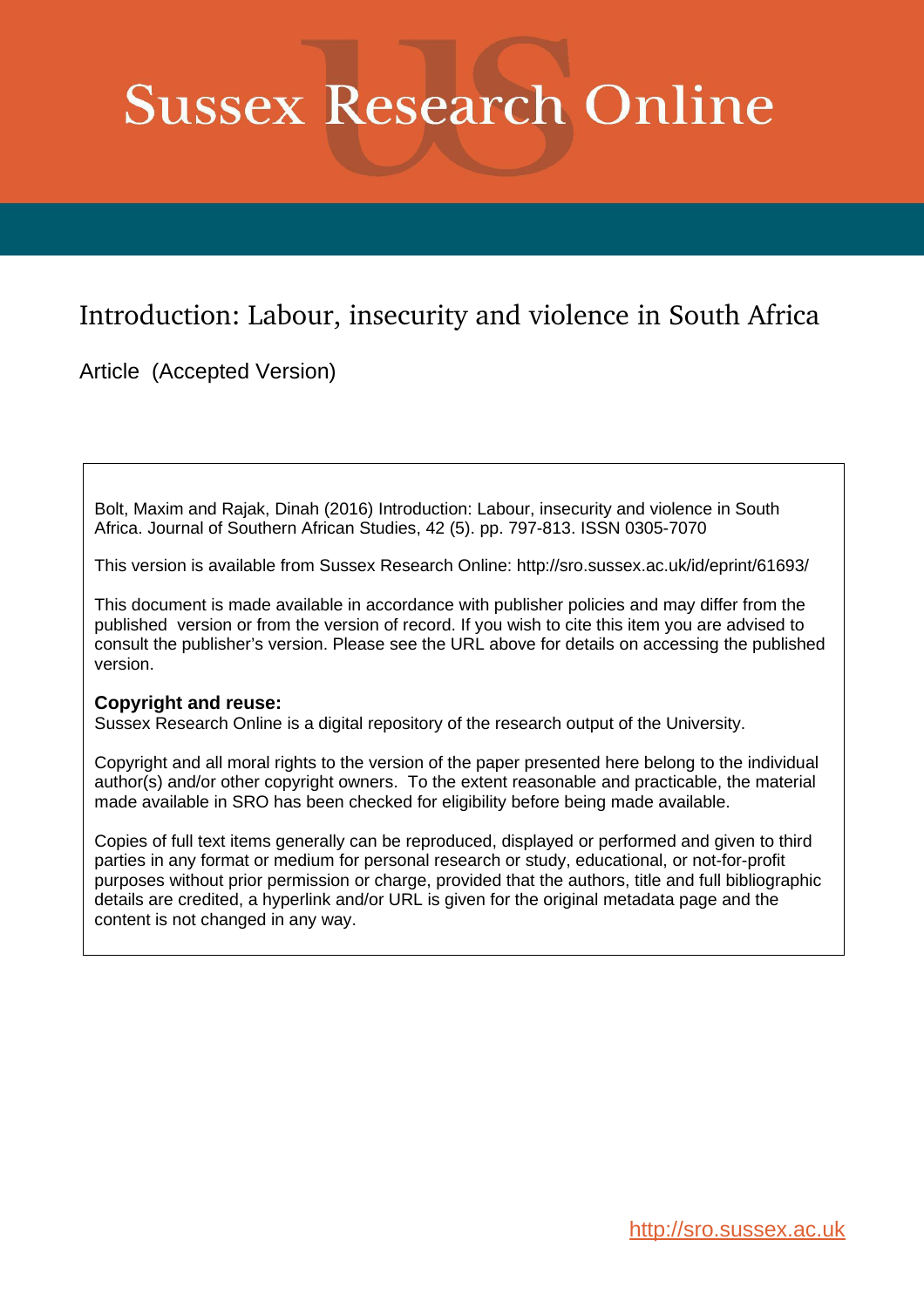# Sussex Research Online

## Introduction: Labour, insecurity and violence in South Africa

Article (Accepted Version)

Bolt, Maxim and Rajak, Dinah (2016) Introduction: Labour, insecurity and violence in South Africa. Journal of Southern African Studies, 42 (5). pp. 797-813. ISSN 0305-7070

This version is available from Sussex Research Online: http://sro.sussex.ac.uk/id/eprint/61693/

This document is made available in accordance with publisher policies and may differ from the published version or from the version of record. If you wish to cite this item you are advised to consult the publisher's version. Please see the URL above for details on accessing the published version.

**Copyright and reuse:**
Sussex Research Online is a digital repository of the research output of the University.

Copyright and all moral rights to the version of the paper presented here belong to the individual author(s) and/or other copyright owners. To the extent reasonable and practicable, the material made available in SRO has been checked for eligibility before being made available.

Copies of full text items generally can be reproduced, displayed or performed and given to third parties in any format or medium for personal research or study, educational, or not-for-profit purposes without prior permission or charge, provided that the authors, title and full bibliographic details are credited, a hyperlink and/or URL is given for the original metadata page and the content is not changed in any way.

http://sro.sussex.ac.uk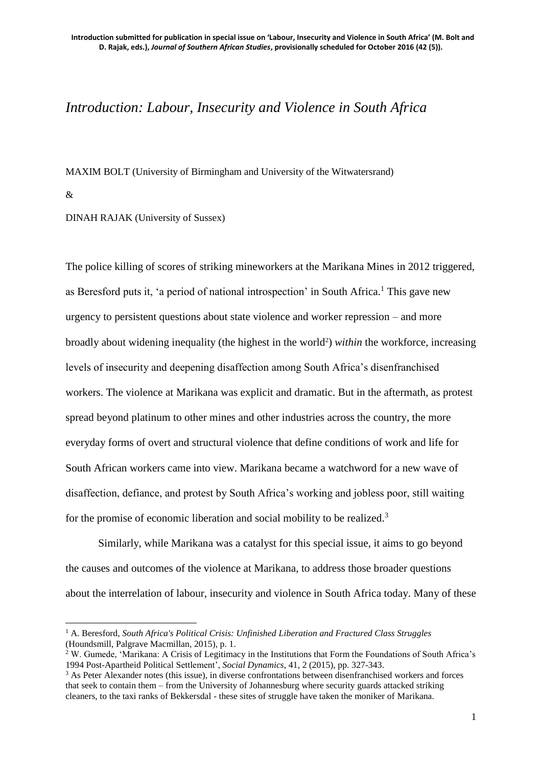Introduction submitted for publication in special issue on 'Labour, Insecurity and Violence in South Africa' (M. Bolt and D. Rajak, eds.), *Journal of Southern African Studies*, provisionally scheduled for October 2016 (42 (5)).

# *Introduction: Labour, Insecurity and Violence in South Africa*

MAXIM BOLT (University of Birmingham and University of the Witwatersrand)

&

DINAH RAJAK (University of Sussex)

The police killing of scores of striking mineworkers at the Marikana Mines in 2012 triggered, as Beresford puts it, 'a period of national introspection' in South Africa.[1] This gave new urgency to persistent questions about state violence and worker repression – and more broadly about widening inequality (the highest in the world[2]) *within* the workforce, increasing levels of insecurity and deepening disaffection among South Africa's disenfranchised workers. The violence at Marikana was explicit and dramatic. But in the aftermath, as protest spread beyond platinum to other mines and other industries across the country, the more everyday forms of overt and structural violence that define conditions of work and life for South African workers came into view. Marikana became a watchword for a new wave of disaffection, defiance, and protest by South Africa's working and jobless poor, still waiting for the promise of economic liberation and social mobility to be realized.[3]

Similarly, while Marikana was a catalyst for this special issue, it aims to go beyond the causes and outcomes of the violence at Marikana, to address those broader questions about the interrelation of labour, insecurity and violence in South Africa today. Many of these

[1] A. Beresford, *South Africa's Political Crisis: Unfinished Liberation and Fractured Class Struggles* (Houndsmill, Palgrave Macmillan, 2015), p. 1.

[2] W. Gumede, 'Marikana: A Crisis of Legitimacy in the Institutions that Form the Foundations of South Africa's 1994 Post-Apartheid Political Settlement', *Social Dynamics*, 41, 2 (2015), pp. 327-343.

[3] As Peter Alexander notes (this issue), in diverse confrontations between disenfranchised workers and forces that seek to contain them – from the University of Johannesburg where security guards attacked striking cleaners, to the taxi ranks of Bekkersdal - these sites of struggle have taken the moniker of Marikana.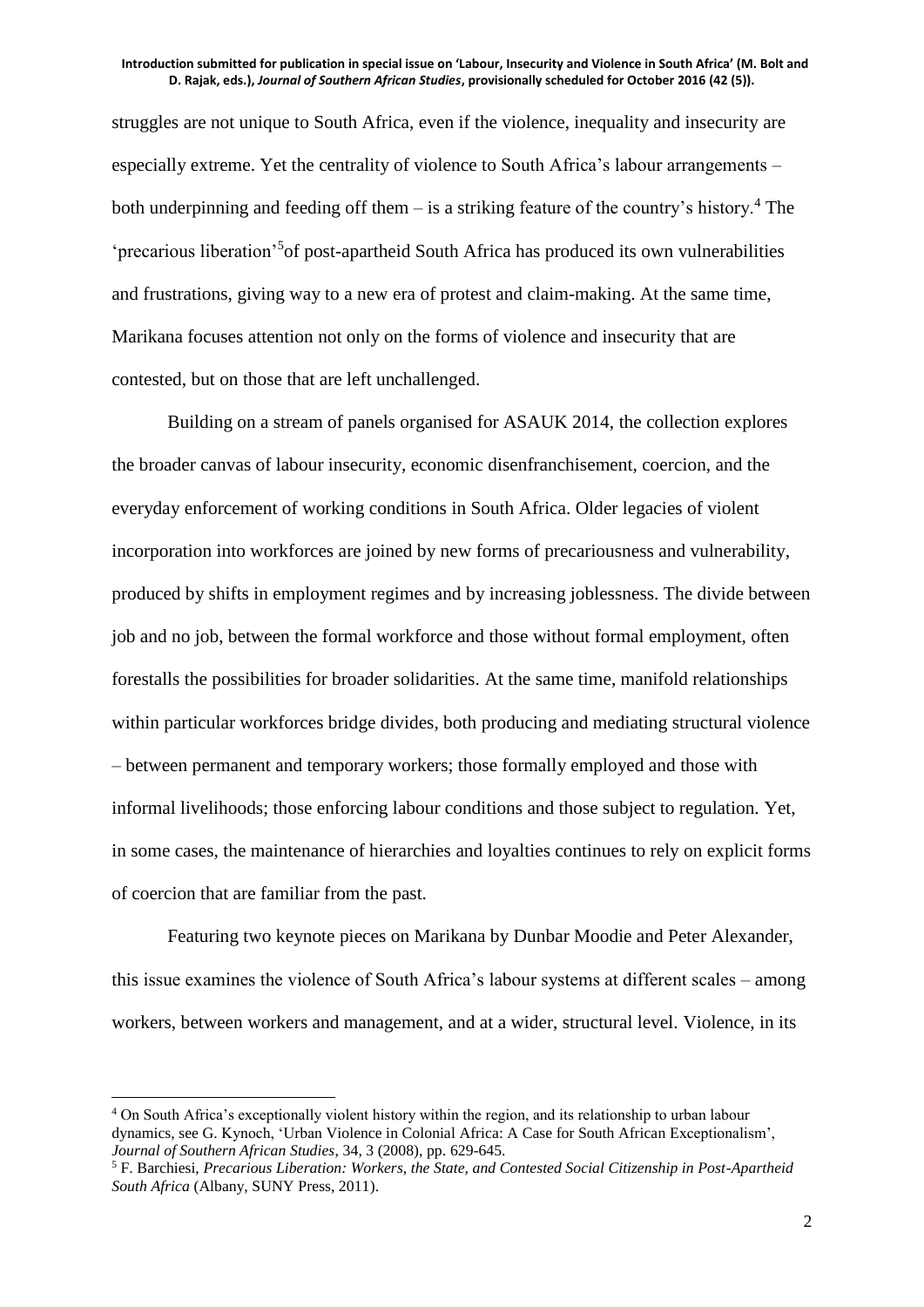struggles are not unique to South Africa, even if the violence, inequality and insecurity are especially extreme. Yet the centrality of violence to South Africa's labour arrangements – both underpinning and feeding off them – is a striking feature of the country's history.[4] The 'precarious liberation'[5] of post-apartheid South Africa has produced its own vulnerabilities and frustrations, giving way to a new era of protest and claim-making. At the same time, Marikana focuses attention not only on the forms of violence and insecurity that are contested, but on those that are left unchallenged.

Building on a stream of panels organised for ASAUK 2014, the collection explores the broader canvas of labour insecurity, economic disenfranchisement, coercion, and the everyday enforcement of working conditions in South Africa. Older legacies of violent incorporation into workforces are joined by new forms of precariousness and vulnerability, produced by shifts in employment regimes and by increasing joblessness. The divide between job and no job, between the formal workforce and those without formal employment, often forestalls the possibilities for broader solidarities. At the same time, manifold relationships within particular workforces bridge divides, both producing and mediating structural violence – between permanent and temporary workers; those formally employed and those with informal livelihoods; those enforcing labour conditions and those subject to regulation. Yet, in some cases, the maintenance of hierarchies and loyalties continues to rely on explicit forms of coercion that are familiar from the past.

Featuring two keynote pieces on Marikana by Dunbar Moodie and Peter Alexander, this issue examines the violence of South Africa's labour systems at different scales – among workers, between workers and management, and at a wider, structural level. Violence, in its

[4] On South Africa's exceptionally violent history within the region, and its relationship to urban labour dynamics, see G. Kynoch, 'Urban Violence in Colonial Africa: A Case for South African Exceptionalism', *Journal of Southern African Studies*, 34, 3 (2008), pp. 629-645.

[5] F. Barchiesi, *Precarious Liberation: Workers, the State, and Contested Social Citizenship in Post-Apartheid South Africa* (Albany, SUNY Press, 2011).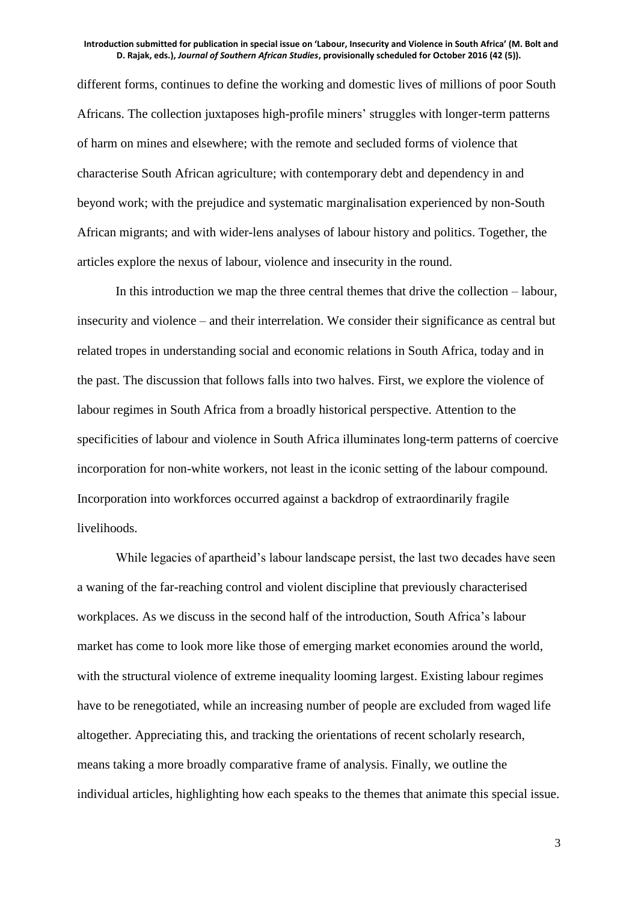different forms, continues to define the working and domestic lives of millions of poor South Africans. The collection juxtaposes high-profile miners' struggles with longer-term patterns of harm on mines and elsewhere; with the remote and secluded forms of violence that characterise South African agriculture; with contemporary debt and dependency in and beyond work; with the prejudice and systematic marginalisation experienced by non-South African migrants; and with wider-lens analyses of labour history and politics. Together, the articles explore the nexus of labour, violence and insecurity in the round.

In this introduction we map the three central themes that drive the collection – labour, insecurity and violence – and their interrelation. We consider their significance as central but related tropes in understanding social and economic relations in South Africa, today and in the past. The discussion that follows falls into two halves. First, we explore the violence of labour regimes in South Africa from a broadly historical perspective. Attention to the specificities of labour and violence in South Africa illuminates long-term patterns of coercive incorporation for non-white workers, not least in the iconic setting of the labour compound. Incorporation into workforces occurred against a backdrop of extraordinarily fragile livelihoods.

While legacies of apartheid's labour landscape persist, the last two decades have seen a waning of the far-reaching control and violent discipline that previously characterised workplaces. As we discuss in the second half of the introduction, South Africa's labour market has come to look more like those of emerging market economies around the world, with the structural violence of extreme inequality looming largest. Existing labour regimes have to be renegotiated, while an increasing number of people are excluded from waged life altogether. Appreciating this, and tracking the orientations of recent scholarly research, means taking a more broadly comparative frame of analysis. Finally, we outline the individual articles, highlighting how each speaks to the themes that animate this special issue.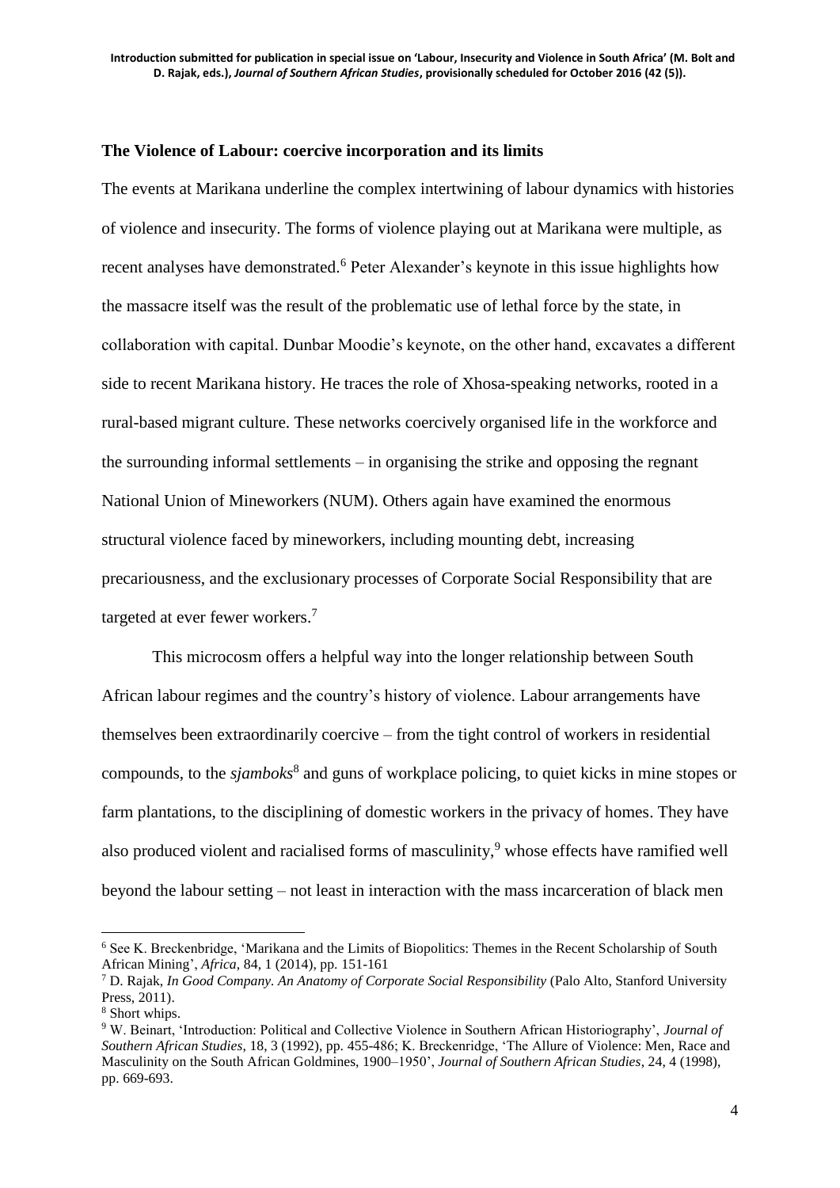## The Violence of Labour: coercive incorporation and its limits

The events at Marikana underline the complex intertwining of labour dynamics with histories of violence and insecurity. The forms of violence playing out at Marikana were multiple, as recent analyses have demonstrated.[6] Peter Alexander's keynote in this issue highlights how the massacre itself was the result of the problematic use of lethal force by the state, in collaboration with capital. Dunbar Moodie's keynote, on the other hand, excavates a different side to recent Marikana history. He traces the role of Xhosa-speaking networks, rooted in a rural-based migrant culture. These networks coercively organised life in the workforce and the surrounding informal settlements – in organising the strike and opposing the regnant National Union of Mineworkers (NUM). Others again have examined the enormous structural violence faced by mineworkers, including mounting debt, increasing precariousness, and the exclusionary processes of Corporate Social Responsibility that are targeted at ever fewer workers.[7]

This microcosm offers a helpful way into the longer relationship between South African labour regimes and the country's history of violence. Labour arrangements have themselves been extraordinarily coercive – from the tight control of workers in residential compounds, to the *sjamboks*[8] and guns of workplace policing, to quiet kicks in mine stopes or farm plantations, to the disciplining of domestic workers in the privacy of homes. They have also produced violent and racialised forms of masculinity,[9] whose effects have ramified well beyond the labour setting – not least in interaction with the mass incarceration of black men

---

[6] See K. Breckenbridge, 'Marikana and the Limits of Biopolitics: Themes in the Recent Scholarship of South African Mining', *Africa*, 84, 1 (2014), pp. 151-161

[7] D. Rajak, *In Good Company. An Anatomy of Corporate Social Responsibility* (Palo Alto, Stanford University Press, 2011).

[8] Short whips.

[9] W. Beinart, 'Introduction: Political and Collective Violence in Southern African Historiography', *Journal of Southern African Studies*, 18, 3 (1992), pp. 455-486; K. Breckenridge, 'The Allure of Violence: Men, Race and Masculinity on the South African Goldmines, 1900–1950', *Journal of Southern African Studies*, 24, 4 (1998), pp. 669-693.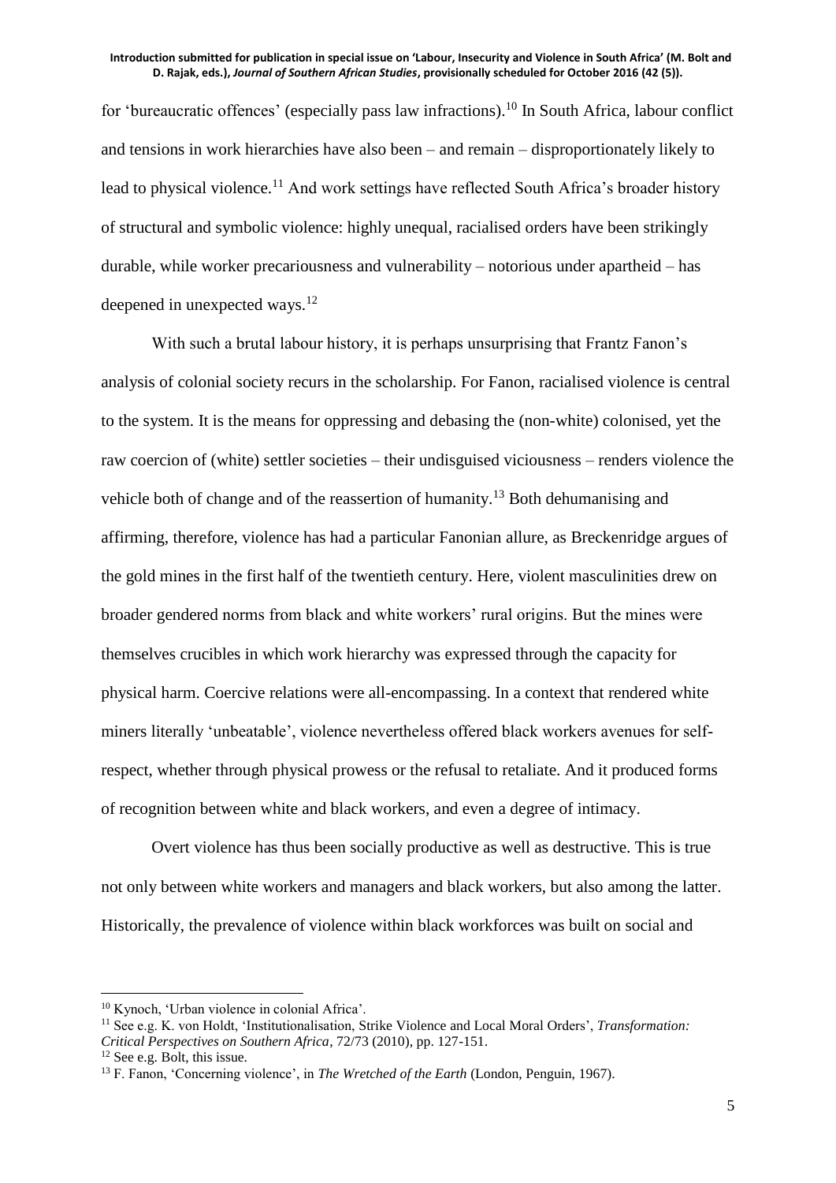for 'bureaucratic offences' (especially pass law infractions).[10] In South Africa, labour conflict and tensions in work hierarchies have also been – and remain – disproportionately likely to lead to physical violence.[11] And work settings have reflected South Africa's broader history of structural and symbolic violence: highly unequal, racialised orders have been strikingly durable, while worker precariousness and vulnerability – notorious under apartheid – has deepened in unexpected ways.[12]

With such a brutal labour history, it is perhaps unsurprising that Frantz Fanon's analysis of colonial society recurs in the scholarship. For Fanon, racialised violence is central to the system. It is the means for oppressing and debasing the (non-white) colonised, yet the raw coercion of (white) settler societies – their undisguised viciousness – renders violence the vehicle both of change and of the reassertion of humanity.[13] Both dehumanising and affirming, therefore, violence has had a particular Fanonian allure, as Breckenridge argues of the gold mines in the first half of the twentieth century. Here, violent masculinities drew on broader gendered norms from black and white workers' rural origins. But the mines were themselves crucibles in which work hierarchy was expressed through the capacity for physical harm. Coercive relations were all-encompassing. In a context that rendered white miners literally 'unbeatable', violence nevertheless offered black workers avenues for self-respect, whether through physical prowess or the refusal to retaliate. And it produced forms of recognition between white and black workers, and even a degree of intimacy.

Overt violence has thus been socially productive as well as destructive. This is true not only between white workers and managers and black workers, but also among the latter. Historically, the prevalence of violence within black workforces was built on social and

---

[10] Kynoch, 'Urban violence in colonial Africa'.

[11] See e.g. K. von Holdt, 'Institutionalisation, Strike Violence and Local Moral Orders', *Transformation: Critical Perspectives on Southern Africa*, 72/73 (2010), pp. 127-151.

[12] See e.g. Bolt, this issue.

[13] F. Fanon, 'Concerning violence', in *The Wretched of the Earth* (London, Penguin, 1967).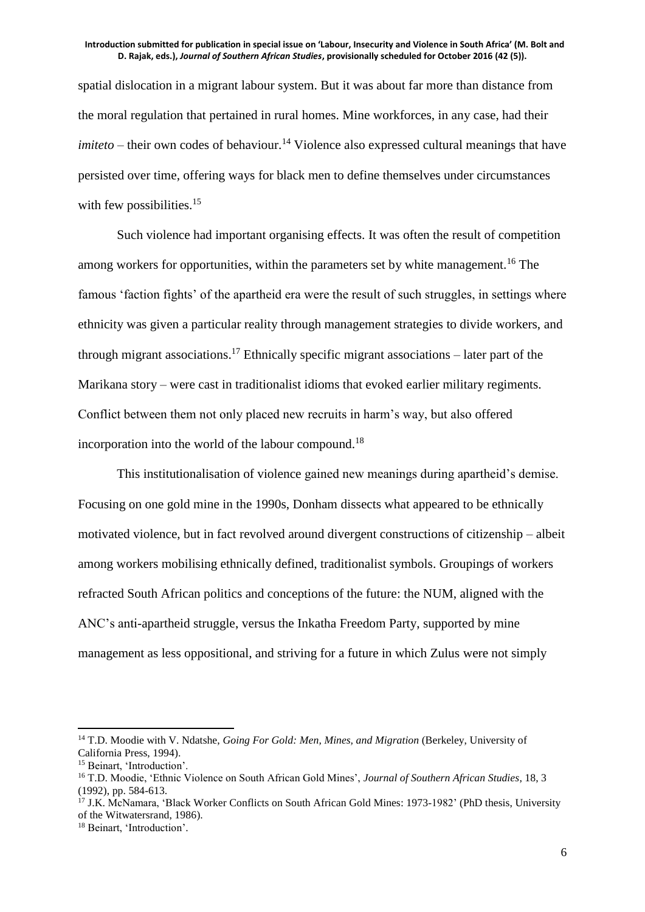spatial dislocation in a migrant labour system. But it was about far more than distance from the moral regulation that pertained in rural homes. Mine workforces, in any case, had their *imiteto* – their own codes of behaviour.[14] Violence also expressed cultural meanings that have persisted over time, offering ways for black men to define themselves under circumstances with few possibilities.[15]

Such violence had important organising effects. It was often the result of competition among workers for opportunities, within the parameters set by white management.[16] The famous 'faction fights' of the apartheid era were the result of such struggles, in settings where ethnicity was given a particular reality through management strategies to divide workers, and through migrant associations.[17] Ethnically specific migrant associations – later part of the Marikana story – were cast in traditionalist idioms that evoked earlier military regiments. Conflict between them not only placed new recruits in harm's way, but also offered incorporation into the world of the labour compound.[18]

This institutionalisation of violence gained new meanings during apartheid's demise. Focusing on one gold mine in the 1990s, Donham dissects what appeared to be ethnically motivated violence, but in fact revolved around divergent constructions of citizenship – albeit among workers mobilising ethnically defined, traditionalist symbols. Groupings of workers refracted South African politics and conceptions of the future: the NUM, aligned with the ANC's anti-apartheid struggle, versus the Inkatha Freedom Party, supported by mine management as less oppositional, and striving for a future in which Zulus were not simply

---

[14] T.D. Moodie with V. Ndatshe, *Going For Gold: Men, Mines, and Migration* (Berkeley, University of California Press, 1994).

[15] Beinart, 'Introduction'.

[16] T.D. Moodie, 'Ethnic Violence on South African Gold Mines', *Journal of Southern African Studies*, 18, 3 (1992), pp. 584-613.

[17] J.K. McNamara, 'Black Worker Conflicts on South African Gold Mines: 1973-1982' (PhD thesis, University of the Witwatersrand, 1986).

[18] Beinart, 'Introduction'.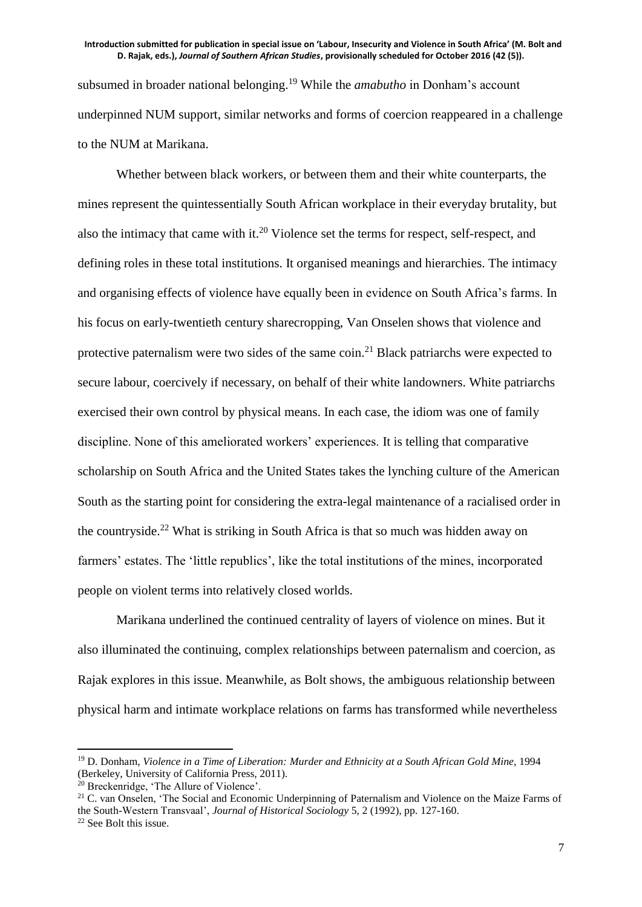subsumed in broader national belonging.[19] While the *amabutho* in Donham's account underpinned NUM support, similar networks and forms of coercion reappeared in a challenge to the NUM at Marikana.

Whether between black workers, or between them and their white counterparts, the mines represent the quintessentially South African workplace in their everyday brutality, but also the intimacy that came with it.[20] Violence set the terms for respect, self-respect, and defining roles in these total institutions. It organised meanings and hierarchies. The intimacy and organising effects of violence have equally been in evidence on South Africa's farms. In his focus on early-twentieth century sharecropping, Van Onselen shows that violence and protective paternalism were two sides of the same coin.[21] Black patriarchs were expected to secure labour, coercively if necessary, on behalf of their white landowners. White patriarchs exercised their own control by physical means. In each case, the idiom was one of family discipline. None of this ameliorated workers' experiences. It is telling that comparative scholarship on South Africa and the United States takes the lynching culture of the American South as the starting point for considering the extra-legal maintenance of a racialised order in the countryside.[22] What is striking in South Africa is that so much was hidden away on farmers' estates. The 'little republics', like the total institutions of the mines, incorporated people on violent terms into relatively closed worlds.

Marikana underlined the continued centrality of layers of violence on mines. But it also illuminated the continuing, complex relationships between paternalism and coercion, as Rajak explores in this issue. Meanwhile, as Bolt shows, the ambiguous relationship between physical harm and intimate workplace relations on farms has transformed while nevertheless

[19] D. Donham, *Violence in a Time of Liberation: Murder and Ethnicity at a South African Gold Mine*, 1994 (Berkeley, University of California Press, 2011).

[20] Breckenridge, 'The Allure of Violence'.

[21] C. van Onselen, 'The Social and Economic Underpinning of Paternalism and Violence on the Maize Farms of the South-Western Transvaal', *Journal of Historical Sociology* 5, 2 (1992), pp. 127-160.

[22] See Bolt this issue.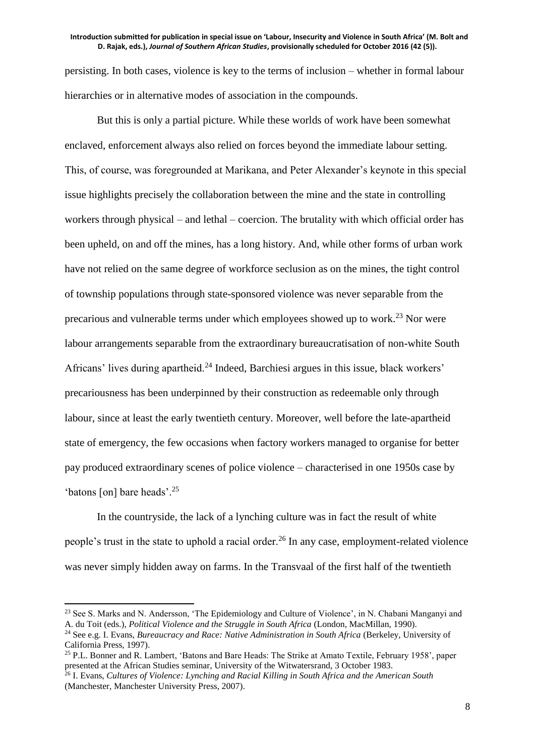persisting. In both cases, violence is key to the terms of inclusion – whether in formal labour hierarchies or in alternative modes of association in the compounds.

But this is only a partial picture. While these worlds of work have been somewhat enclaved, enforcement always also relied on forces beyond the immediate labour setting. This, of course, was foregrounded at Marikana, and Peter Alexander's keynote in this special issue highlights precisely the collaboration between the mine and the state in controlling workers through physical – and lethal – coercion. The brutality with which official order has been upheld, on and off the mines, has a long history. And, while other forms of urban work have not relied on the same degree of workforce seclusion as on the mines, the tight control of township populations through state-sponsored violence was never separable from the precarious and vulnerable terms under which employees showed up to work.[23] Nor were labour arrangements separable from the extraordinary bureaucratisation of non-white South Africans' lives during apartheid.[24] Indeed, Barchiesi argues in this issue, black workers' precariousness has been underpinned by their construction as redeemable only through labour, since at least the early twentieth century. Moreover, well before the late-apartheid state of emergency, the few occasions when factory workers managed to organise for better pay produced extraordinary scenes of police violence – characterised in one 1950s case by 'batons [on] bare heads'.[25]

In the countryside, the lack of a lynching culture was in fact the result of white people's trust in the state to uphold a racial order.[26] In any case, employment-related violence was never simply hidden away on farms. In the Transvaal of the first half of the twentieth

---

[23] See S. Marks and N. Andersson, 'The Epidemiology and Culture of Violence', in N. Chabani Manganyi and A. du Toit (eds.), *Political Violence and the Struggle in South Africa* (London, MacMillan, 1990).

[24] See e.g. I. Evans, *Bureaucracy and Race: Native Administration in South Africa* (Berkeley, University of California Press, 1997).

[25] P.L. Bonner and R. Lambert, 'Batons and Bare Heads: The Strike at Amato Textile, February 1958', paper presented at the African Studies seminar, University of the Witwatersrand, 3 October 1983.

[26] I. Evans, *Cultures of Violence: Lynching and Racial Killing in South Africa and the American South* (Manchester, Manchester University Press, 2007).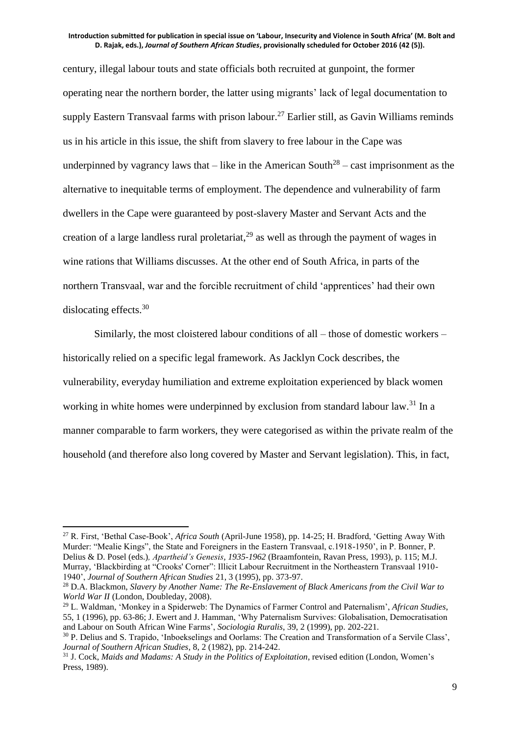century, illegal labour touts and state officials both recruited at gunpoint, the former operating near the northern border, the latter using migrants' lack of legal documentation to supply Eastern Transvaal farms with prison labour.[27] Earlier still, as Gavin Williams reminds us in his article in this issue, the shift from slavery to free labour in the Cape was underpinned by vagrancy laws that – like in the American South[28] – cast imprisonment as the alternative to inequitable terms of employment. The dependence and vulnerability of farm dwellers in the Cape were guaranteed by post-slavery Master and Servant Acts and the creation of a large landless rural proletariat,[29] as well as through the payment of wages in wine rations that Williams discusses. At the other end of South Africa, in parts of the northern Transvaal, war and the forcible recruitment of child 'apprentices' had their own dislocating effects.[30]

Similarly, the most cloistered labour conditions of all – those of domestic workers – historically relied on a specific legal framework. As Jacklyn Cock describes, the vulnerability, everyday humiliation and extreme exploitation experienced by black women working in white homes were underpinned by exclusion from standard labour law.[31] In a manner comparable to farm workers, they were categorised as within the private realm of the household (and therefore also long covered by Master and Servant legislation). This, in fact,

---

[27] R. First, 'Bethal Case-Book', *Africa South* (April-June 1958), pp. 14-25; H. Bradford, 'Getting Away With Murder: "Mealie Kings", the State and Foreigners in the Eastern Transvaal, c.1918-1950', in P. Bonner, P. Delius & D. Posel (eds.), *Apartheid's Genesis, 1935-1962* (Braamfontein, Ravan Press, 1993), p. 115; M.J. Murray, 'Blackbirding at "Crooks' Corner": Illicit Labour Recruitment in the Northeastern Transvaal 1910-1940', *Journal of Southern African Studies* 21, 3 (1995), pp. 373-97.

[28] D.A. Blackmon, *Slavery by Another Name: The Re-Enslavement of Black Americans from the Civil War to World War II* (London, Doubleday, 2008).

[29] L. Waldman, 'Monkey in a Spiderweb: The Dynamics of Farmer Control and Paternalism', *African Studies*, 55, 1 (1996), pp. 63-86; J. Ewert and J. Hamman, 'Why Paternalism Survives: Globalisation, Democratisation and Labour on South African Wine Farms', *Sociologia Ruralis*, 39, 2 (1999), pp. 202-221.

[30] P. Delius and S. Trapido, 'Inboekselings and Oorlams: The Creation and Transformation of a Servile Class', *Journal of Southern African Studies*, 8, 2 (1982), pp. 214-242.

[31] J. Cock, *Maids and Madams: A Study in the Politics of Exploitation*, revised edition (London, Women's Press, 1989).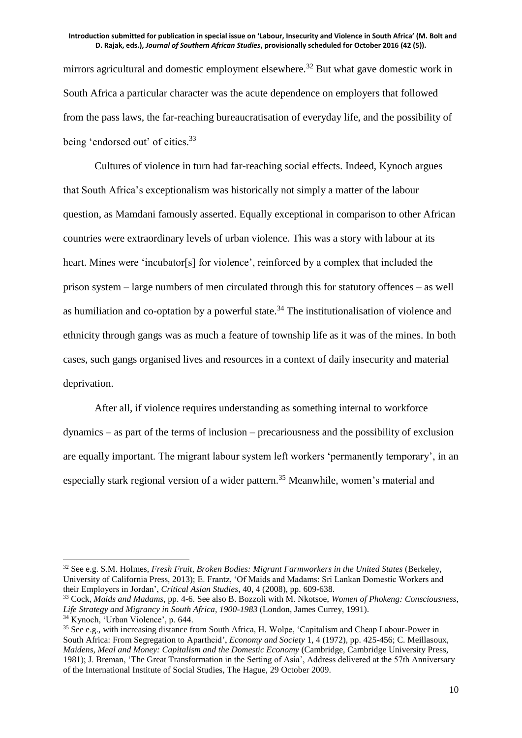mirrors agricultural and domestic employment elsewhere.[32] But what gave domestic work in South Africa a particular character was the acute dependence on employers that followed from the pass laws, the far-reaching bureaucratisation of everyday life, and the possibility of being 'endorsed out' of cities.[33]

Cultures of violence in turn had far-reaching social effects. Indeed, Kynoch argues that South Africa's exceptionalism was historically not simply a matter of the labour question, as Mamdani famously asserted. Equally exceptional in comparison to other African countries were extraordinary levels of urban violence. This was a story with labour at its heart. Mines were 'incubator[s] for violence', reinforced by a complex that included the prison system – large numbers of men circulated through this for statutory offences – as well as humiliation and co-optation by a powerful state.[34] The institutionalisation of violence and ethnicity through gangs was as much a feature of township life as it was of the mines. In both cases, such gangs organised lives and resources in a context of daily insecurity and material deprivation.

After all, if violence requires understanding as something internal to workforce dynamics – as part of the terms of inclusion – precariousness and the possibility of exclusion are equally important. The migrant labour system left workers 'permanently temporary', in an especially stark regional version of a wider pattern.[35] Meanwhile, women's material and

---

[32] See e.g. S.M. Holmes, *Fresh Fruit, Broken Bodies: Migrant Farmworkers in the United States* (Berkeley, University of California Press, 2013); E. Frantz, 'Of Maids and Madams: Sri Lankan Domestic Workers and their Employers in Jordan', *Critical Asian Studies*, 40, 4 (2008), pp. 609-638.

[33] Cock, *Maids and Madams*, pp. 4-6. See also B. Bozzoli with M. Nkotsoe, *Women of Phokeng: Consciousness, Life Strategy and Migrancy in South Africa, 1900-1983* (London, James Currey, 1991).

[34] Kynoch, 'Urban Violence', p. 644.

[35] See e.g., with increasing distance from South Africa, H. Wolpe, 'Capitalism and Cheap Labour-Power in South Africa: From Segregation to Apartheid', *Economy and Society* 1, 4 (1972), pp. 425-456; C. Meillasoux, *Maidens, Meal and Money: Capitalism and the Domestic Economy* (Cambridge, Cambridge University Press, 1981); J. Breman, 'The Great Transformation in the Setting of Asia', Address delivered at the 57th Anniversary of the International Institute of Social Studies, The Hague, 29 October 2009.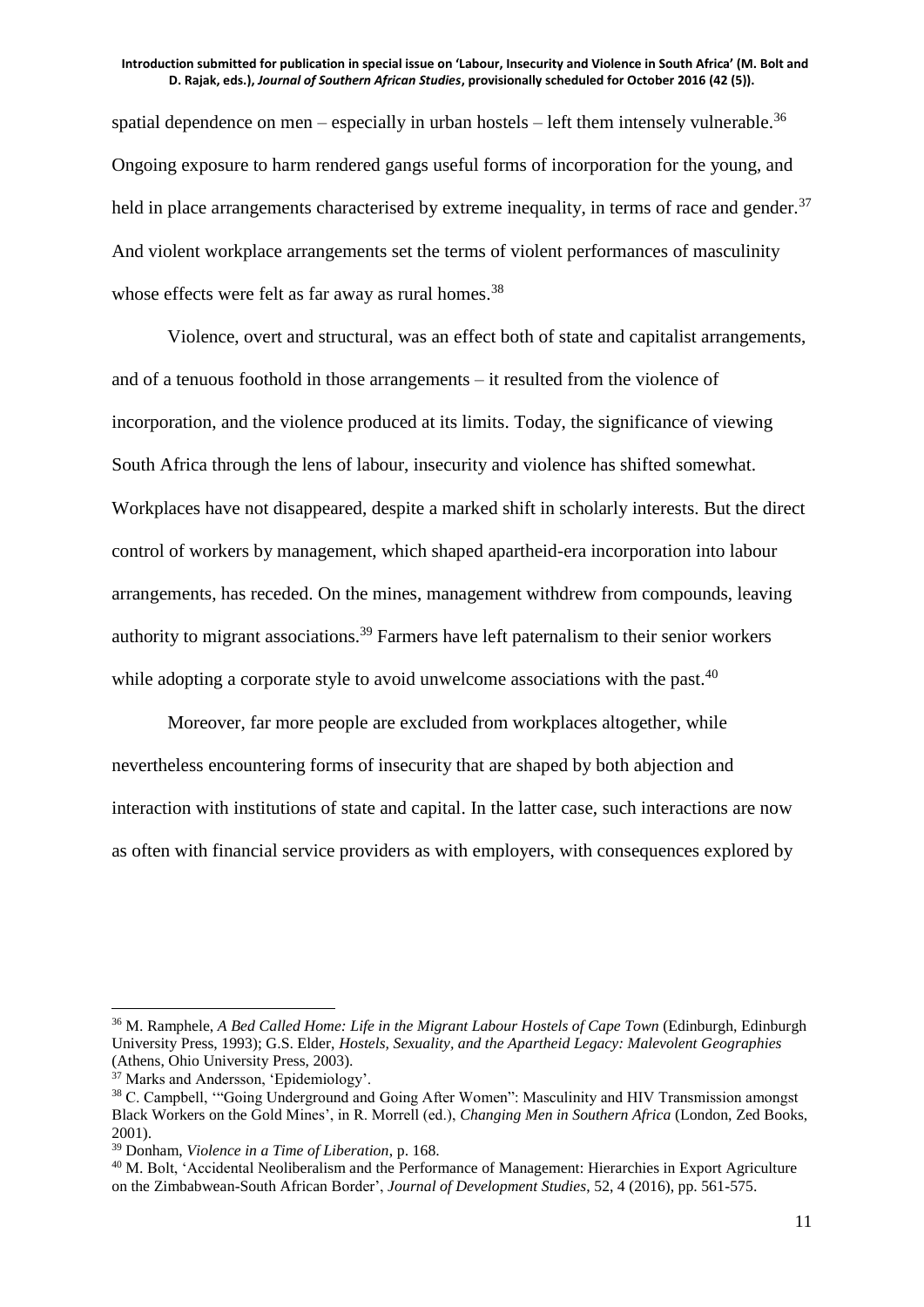spatial dependence on men – especially in urban hostels – left them intensely vulnerable.[36] Ongoing exposure to harm rendered gangs useful forms of incorporation for the young, and held in place arrangements characterised by extreme inequality, in terms of race and gender.[37] And violent workplace arrangements set the terms of violent performances of masculinity whose effects were felt as far away as rural homes.[38]

Violence, overt and structural, was an effect both of state and capitalist arrangements, and of a tenuous foothold in those arrangements – it resulted from the violence of incorporation, and the violence produced at its limits. Today, the significance of viewing South Africa through the lens of labour, insecurity and violence has shifted somewhat. Workplaces have not disappeared, despite a marked shift in scholarly interests. But the direct control of workers by management, which shaped apartheid-era incorporation into labour arrangements, has receded. On the mines, management withdrew from compounds, leaving authority to migrant associations.[39] Farmers have left paternalism to their senior workers while adopting a corporate style to avoid unwelcome associations with the past.[40]

Moreover, far more people are excluded from workplaces altogether, while nevertheless encountering forms of insecurity that are shaped by both abjection and interaction with institutions of state and capital. In the latter case, such interactions are now as often with financial service providers as with employers, with consequences explored by

---

[36] M. Ramphele, *A Bed Called Home: Life in the Migrant Labour Hostels of Cape Town* (Edinburgh, Edinburgh University Press, 1993); G.S. Elder, *Hostels, Sexuality, and the Apartheid Legacy: Malevolent Geographies* (Athens, Ohio University Press, 2003).

[37] Marks and Andersson, 'Epidemiology'.

[38] C. Campbell, '"Going Underground and Going After Women": Masculinity and HIV Transmission amongst Black Workers on the Gold Mines', in R. Morrell (ed.), *Changing Men in Southern Africa* (London, Zed Books, 2001).

[39] Donham, *Violence in a Time of Liberation*, p. 168.

[40] M. Bolt, 'Accidental Neoliberalism and the Performance of Management: Hierarchies in Export Agriculture on the Zimbabwean-South African Border', *Journal of Development Studies*, 52, 4 (2016), pp. 561-575.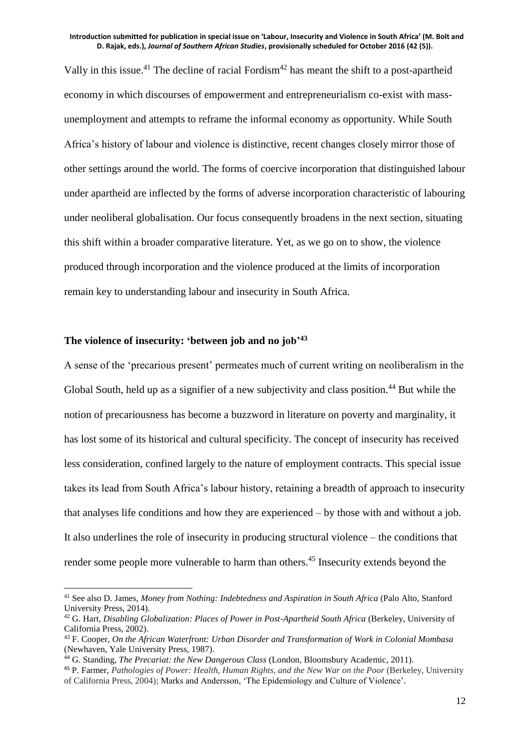Vally in this issue.[41] The decline of racial Fordism[42] has meant the shift to a post-apartheid economy in which discourses of empowerment and entrepreneurialism co-exist with mass-unemployment and attempts to reframe the informal economy as opportunity. While South Africa's history of labour and violence is distinctive, recent changes closely mirror those of other settings around the world. The forms of coercive incorporation that distinguished labour under apartheid are inflected by the forms of adverse incorporation characteristic of labouring under neoliberal globalisation. Our focus consequently broadens in the next section, situating this shift within a broader comparative literature. Yet, as we go on to show, the violence produced through incorporation and the violence produced at the limits of incorporation remain key to understanding labour and insecurity in South Africa.

## The violence of insecurity: 'between job and no job'[43]

A sense of the 'precarious present' permeates much of current writing on neoliberalism in the Global South, held up as a signifier of a new subjectivity and class position.[44] But while the notion of precariousness has become a buzzword in literature on poverty and marginality, it has lost some of its historical and cultural specificity. The concept of insecurity has received less consideration, confined largely to the nature of employment contracts. This special issue takes its lead from South Africa's labour history, retaining a breadth of approach to insecurity that analyses life conditions and how they are experienced – by those with and without a job. It also underlines the role of insecurity in producing structural violence – the conditions that render some people more vulnerable to harm than others.[45] Insecurity extends beyond the

---

[41] See also D. James, *Money from Nothing: Indebtedness and Aspiration in South Africa* (Palo Alto, Stanford University Press, 2014).

[42] G. Hart, *Disabling Globalization: Places of Power in Post-Apartheid South Africa* (Berkeley, University of California Press, 2002).

[43] F. Cooper, *On the African Waterfront: Urban Disorder and Transformation of Work in Colonial Mombasa* (Newhaven, Yale University Press, 1987).

[44] G. Standing, *The Precariat: the New Dangerous Class* (London, Bloomsbury Academic, 2011).

[45] P. Farmer, *Pathologies of Power: Health, Human Rights, and the New War on the Poor* (Berkeley, University of California Press, 2004); Marks and Andersson, 'The Epidemiology and Culture of Violence'.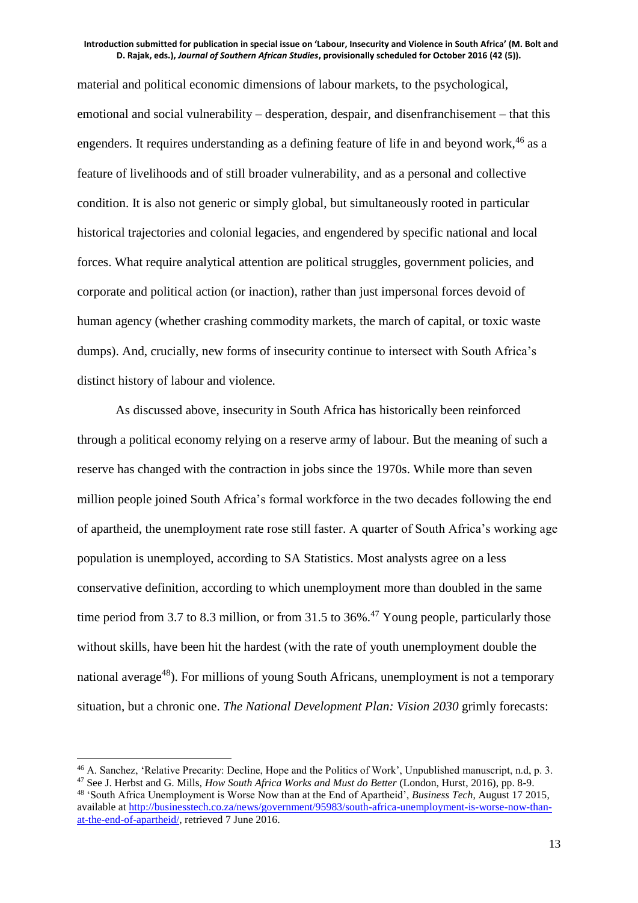material and political economic dimensions of labour markets, to the psychological, emotional and social vulnerability – desperation, despair, and disenfranchisement – that this engenders. It requires understanding as a defining feature of life in and beyond work,[46] as a feature of livelihoods and of still broader vulnerability, and as a personal and collective condition. It is also not generic or simply global, but simultaneously rooted in particular historical trajectories and colonial legacies, and engendered by specific national and local forces. What require analytical attention are political struggles, government policies, and corporate and political action (or inaction), rather than just impersonal forces devoid of human agency (whether crashing commodity markets, the march of capital, or toxic waste dumps). And, crucially, new forms of insecurity continue to intersect with South Africa's distinct history of labour and violence.

As discussed above, insecurity in South Africa has historically been reinforced through a political economy relying on a reserve army of labour. But the meaning of such a reserve has changed with the contraction in jobs since the 1970s. While more than seven million people joined South Africa's formal workforce in the two decades following the end of apartheid, the unemployment rate rose still faster. A quarter of South Africa's working age population is unemployed, according to SA Statistics. Most analysts agree on a less conservative definition, according to which unemployment more than doubled in the same time period from 3.7 to 8.3 million, or from 31.5 to 36%.[47] Young people, particularly those without skills, have been hit the hardest (with the rate of youth unemployment double the national average[48]). For millions of young South Africans, unemployment is not a temporary situation, but a chronic one. *The National Development Plan: Vision 2030* grimly forecasts:

---

[46] A. Sanchez, 'Relative Precarity: Decline, Hope and the Politics of Work', Unpublished manuscript, n.d, p. 3.

[47] See J. Herbst and G. Mills, *How South Africa Works and Must do Better* (London, Hurst, 2016), pp. 8-9.

[48] 'South Africa Unemployment is Worse Now than at the End of Apartheid', *Business Tech*, August 17 2015, available at http://businesstech.co.za/news/government/95983/south-africa-unemployment-is-worse-now-than-at-the-end-of-apartheid/, retrieved 7 June 2016.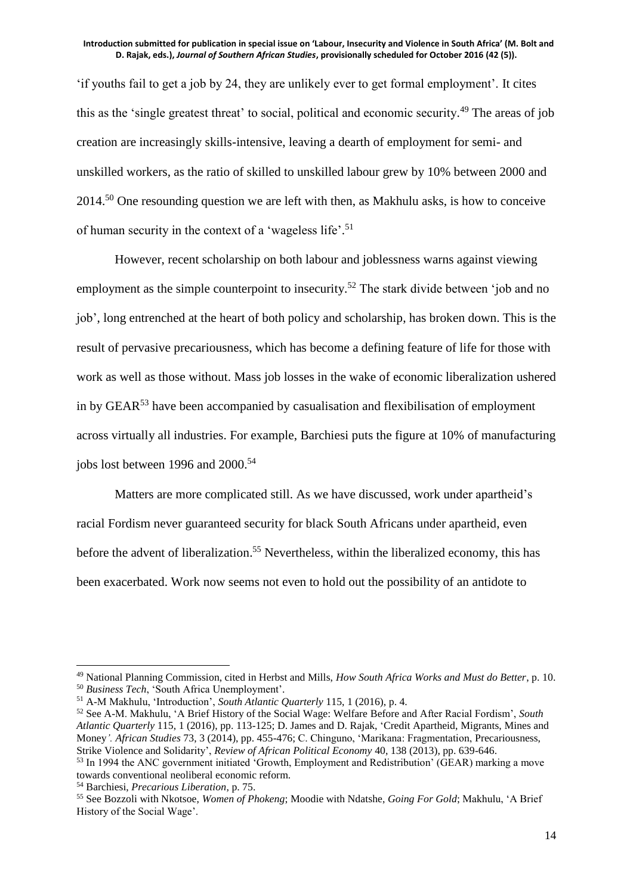'if youths fail to get a job by 24, they are unlikely ever to get formal employment'. It cites this as the 'single greatest threat' to social, political and economic security.[49] The areas of job creation are increasingly skills-intensive, leaving a dearth of employment for semi- and unskilled workers, as the ratio of skilled to unskilled labour grew by 10% between 2000 and 2014.[50] One resounding question we are left with then, as Makhulu asks, is how to conceive of human security in the context of a 'wageless life'.[51]

However, recent scholarship on both labour and joblessness warns against viewing employment as the simple counterpoint to insecurity.[52] The stark divide between 'job and no job', long entrenched at the heart of both policy and scholarship, has broken down. This is the result of pervasive precariousness, which has become a defining feature of life for those with work as well as those without. Mass job losses in the wake of economic liberalization ushered in by GEAR[53] have been accompanied by casualisation and flexibilisation of employment across virtually all industries. For example, Barchiesi puts the figure at 10% of manufacturing jobs lost between 1996 and 2000.[54]

Matters are more complicated still. As we have discussed, work under apartheid's racial Fordism never guaranteed security for black South Africans under apartheid, even before the advent of liberalization.[55] Nevertheless, within the liberalized economy, this has been exacerbated. Work now seems not even to hold out the possibility of an antidote to

---

[49] National Planning Commission, cited in Herbst and Mills, *How South Africa Works and Must do Better*, p. 10.

[50] *Business Tech*, 'South Africa Unemployment'.

[51] A-M Makhulu, 'Introduction', *South Atlantic Quarterly* 115, 1 (2016), p. 4.

[52] See A-M. Makhulu, 'A Brief History of the Social Wage: Welfare Before and After Racial Fordism', *South Atlantic Quarterly* 115, 1 (2016), pp. 113-125; D. James and D. Rajak, 'Credit Apartheid, Migrants, Mines and Money*'. African Studies* 73, 3 (2014), pp. 455-476; C. Chinguno, 'Marikana: Fragmentation, Precariousness, Strike Violence and Solidarity', *Review of African Political Economy* 40, 138 (2013), pp. 639-646.

[53] In 1994 the ANC government initiated 'Growth, Employment and Redistribution' (GEAR) marking a move towards conventional neoliberal economic reform.

[54] Barchiesi, *Precarious Liberation*, p. 75.

[55] See Bozzoli with Nkotsoe, *Women of Phokeng*; Moodie with Ndatshe, *Going For Gold*; Makhulu, 'A Brief History of the Social Wage'.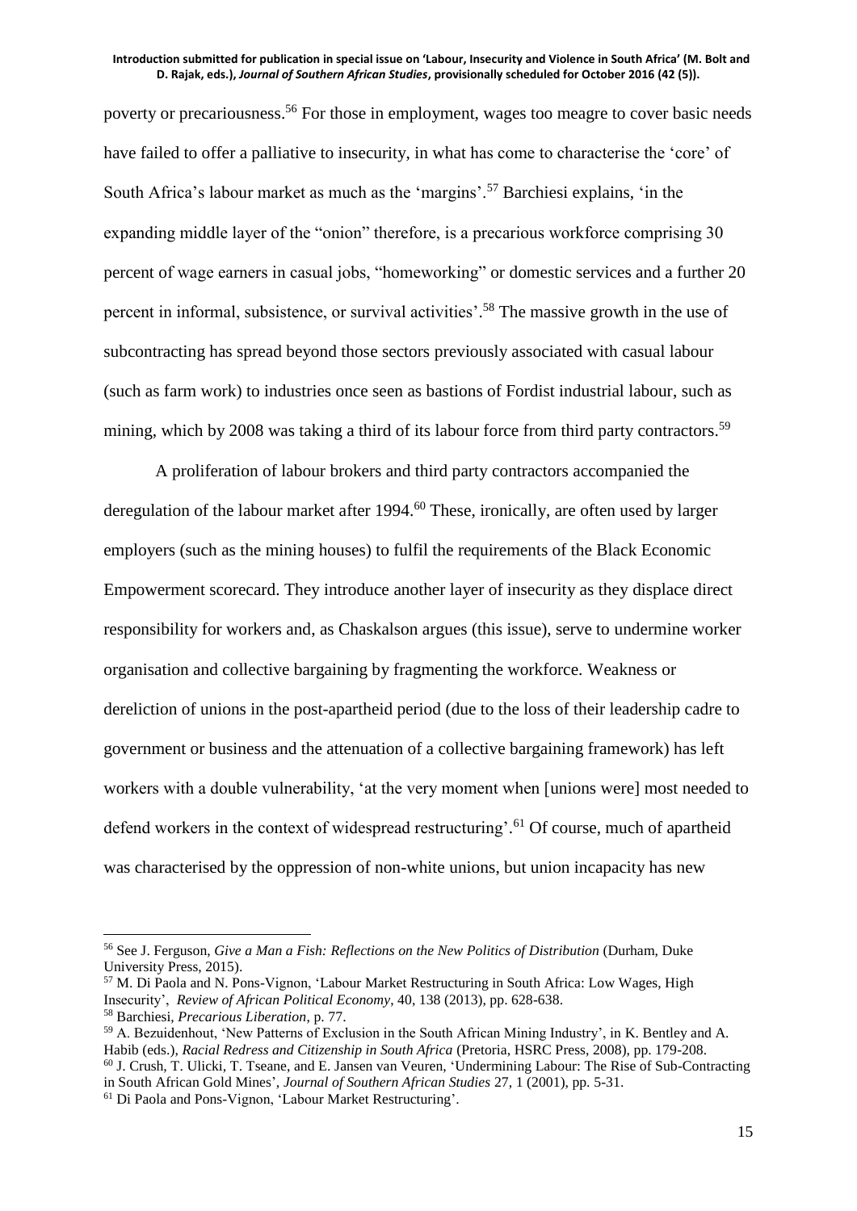poverty or precariousness.[56] For those in employment, wages too meagre to cover basic needs have failed to offer a palliative to insecurity, in what has come to characterise the 'core' of South Africa's labour market as much as the 'margins'.[57] Barchiesi explains, 'in the expanding middle layer of the "onion" therefore, is a precarious workforce comprising 30 percent of wage earners in casual jobs, "homeworking" or domestic services and a further 20 percent in informal, subsistence, or survival activities'.[58] The massive growth in the use of subcontracting has spread beyond those sectors previously associated with casual labour (such as farm work) to industries once seen as bastions of Fordist industrial labour, such as mining, which by 2008 was taking a third of its labour force from third party contractors.[59]

A proliferation of labour brokers and third party contractors accompanied the deregulation of the labour market after 1994.[60] These, ironically, are often used by larger employers (such as the mining houses) to fulfil the requirements of the Black Economic Empowerment scorecard. They introduce another layer of insecurity as they displace direct responsibility for workers and, as Chaskalson argues (this issue), serve to undermine worker organisation and collective bargaining by fragmenting the workforce. Weakness or dereliction of unions in the post-apartheid period (due to the loss of their leadership cadre to government or business and the attenuation of a collective bargaining framework) has left workers with a double vulnerability, 'at the very moment when [unions were] most needed to defend workers in the context of widespread restructuring'.[61] Of course, much of apartheid was characterised by the oppression of non-white unions, but union incapacity has new

---

[56] See J. Ferguson, *Give a Man a Fish: Reflections on the New Politics of Distribution* (Durham, Duke University Press, 2015).

[57] M. Di Paola and N. Pons-Vignon, 'Labour Market Restructuring in South Africa: Low Wages, High Insecurity', *Review of African Political Economy*, 40, 138 (2013), pp. 628-638.

[58] Barchiesi, *Precarious Liberation*, p. 77.

[59] A. Bezuidenhout, 'New Patterns of Exclusion in the South African Mining Industry', in K. Bentley and A. Habib (eds.), *Racial Redress and Citizenship in South Africa* (Pretoria, HSRC Press, 2008), pp. 179-208.

[60] J. Crush, T. Ulicki, T. Tseane, and E. Jansen van Veuren, 'Undermining Labour: The Rise of Sub-Contracting in South African Gold Mines', *Journal of Southern African Studies* 27, 1 (2001), pp. 5-31.

[61] Di Paola and Pons-Vignon, 'Labour Market Restructuring'.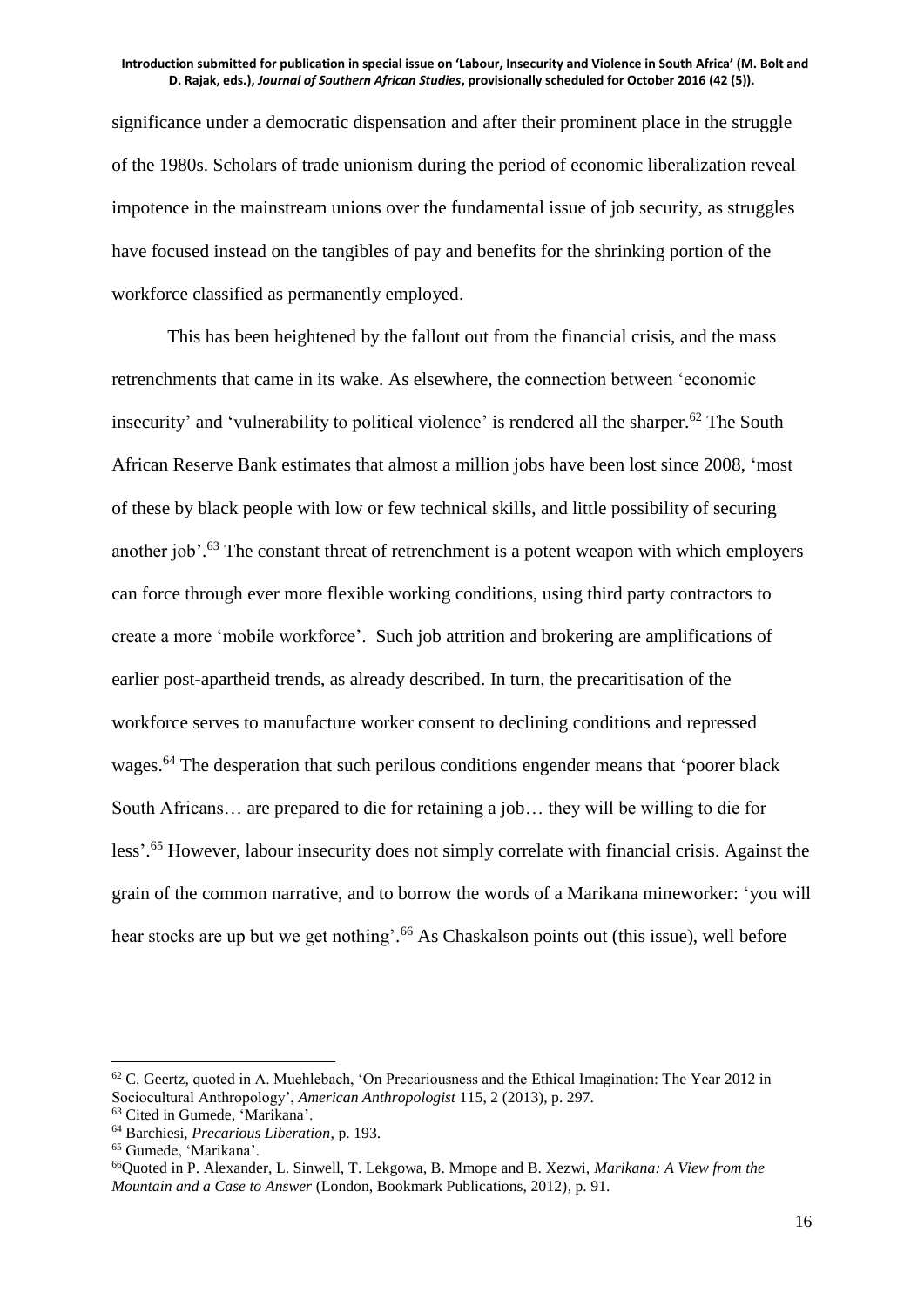significance under a democratic dispensation and after their prominent place in the struggle of the 1980s. Scholars of trade unionism during the period of economic liberalization reveal impotence in the mainstream unions over the fundamental issue of job security, as struggles have focused instead on the tangibles of pay and benefits for the shrinking portion of the workforce classified as permanently employed.

This has been heightened by the fallout out from the financial crisis, and the mass retrenchments that came in its wake. As elsewhere, the connection between 'economic insecurity' and 'vulnerability to political violence' is rendered all the sharper.[62] The South African Reserve Bank estimates that almost a million jobs have been lost since 2008, 'most of these by black people with low or few technical skills, and little possibility of securing another job'.[63] The constant threat of retrenchment is a potent weapon with which employers can force through ever more flexible working conditions, using third party contractors to create a more 'mobile workforce'. Such job attrition and brokering are amplifications of earlier post-apartheid trends, as already described. In turn, the precaritisation of the workforce serves to manufacture worker consent to declining conditions and repressed wages.[64] The desperation that such perilous conditions engender means that 'poorer black South Africans… are prepared to die for retaining a job… they will be willing to die for less'.[65] However, labour insecurity does not simply correlate with financial crisis. Against the grain of the common narrative, and to borrow the words of a Marikana mineworker: 'you will hear stocks are up but we get nothing'.[66] As Chaskalson points out (this issue), well before

---

[62] C. Geertz, quoted in A. Muehlebach, 'On Precariousness and the Ethical Imagination: The Year 2012 in Sociocultural Anthropology', *American Anthropologist* 115, 2 (2013), p. 297.

[63] Cited in Gumede, 'Marikana'.

[64] Barchiesi, *Precarious Liberation*, p. 193.

[65] Gumede, 'Marikana'.

[66] Quoted in P. Alexander, L. Sinwell, T. Lekgowa, B. Mmope and B. Xezwi, *Marikana: A View from the Mountain and a Case to Answer* (London, Bookmark Publications, 2012), p. 91.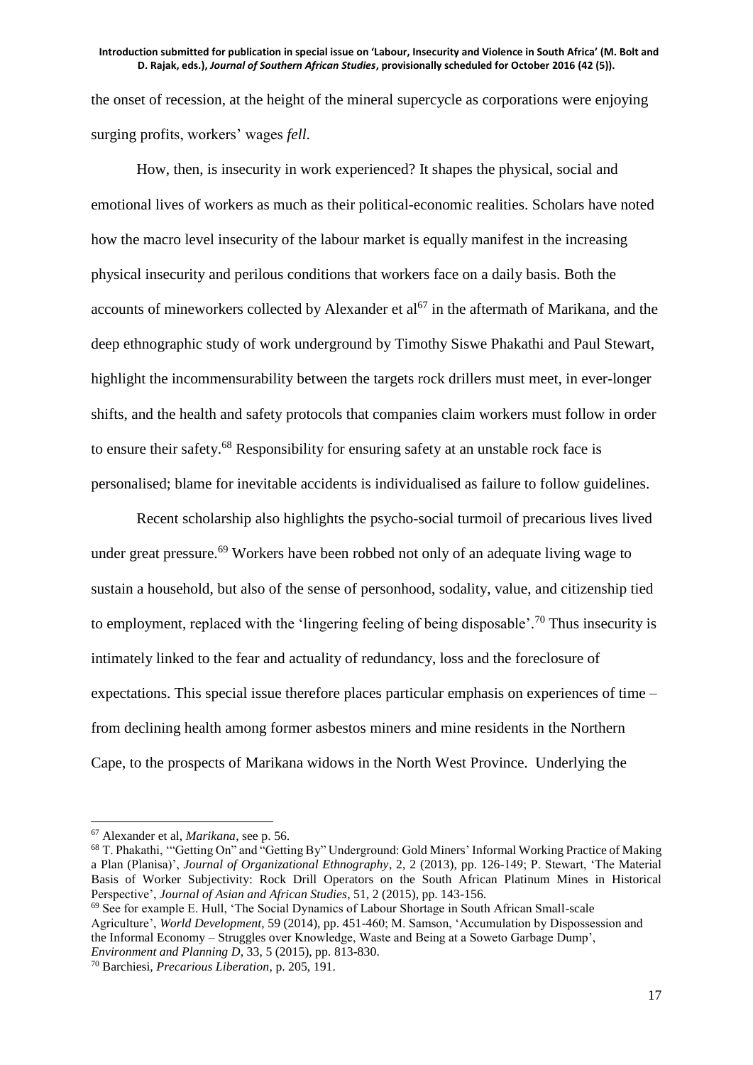the onset of recession, at the height of the mineral supercycle as corporations were enjoying surging profits, workers' wages *fell*.

How, then, is insecurity in work experienced? It shapes the physical, social and emotional lives of workers as much as their political-economic realities. Scholars have noted how the macro level insecurity of the labour market is equally manifest in the increasing physical insecurity and perilous conditions that workers face on a daily basis. Both the accounts of mineworkers collected by Alexander et al[67] in the aftermath of Marikana, and the deep ethnographic study of work underground by Timothy Siswe Phakathi and Paul Stewart, highlight the incommensurability between the targets rock drillers must meet, in ever-longer shifts, and the health and safety protocols that companies claim workers must follow in order to ensure their safety.[68] Responsibility for ensuring safety at an unstable rock face is personalised; blame for inevitable accidents is individualised as failure to follow guidelines.

Recent scholarship also highlights the psycho-social turmoil of precarious lives lived under great pressure.[69] Workers have been robbed not only of an adequate living wage to sustain a household, but also of the sense of personhood, sodality, value, and citizenship tied to employment, replaced with the 'lingering feeling of being disposable'.[70] Thus insecurity is intimately linked to the fear and actuality of redundancy, loss and the foreclosure of expectations. This special issue therefore places particular emphasis on experiences of time – from declining health among former asbestos miners and mine residents in the Northern Cape, to the prospects of Marikana widows in the North West Province. Underlying the

---

[67] Alexander et al, *Marikana*, see p. 56.

[68] T. Phakathi, '"Getting On" and "Getting By" Underground: Gold Miners' Informal Working Practice of Making a Plan (Planisa)', *Journal of Organizational Ethnography*, 2, 2 (2013), pp. 126-149; P. Stewart, 'The Material Basis of Worker Subjectivity: Rock Drill Operators on the South African Platinum Mines in Historical Perspective', *Journal of Asian and African Studies*, 51, 2 (2015), pp. 143-156.

[69] See for example E. Hull, 'The Social Dynamics of Labour Shortage in South African Small-scale Agriculture', *World Development*, 59 (2014), pp. 451-460; M. Samson, 'Accumulation by Dispossession and the Informal Economy – Struggles over Knowledge, Waste and Being at a Soweto Garbage Dump', *Environment and Planning D*, 33, 5 (2015), pp. 813-830.

[70] Barchiesi, *Precarious Liberation*, p. 205, 191.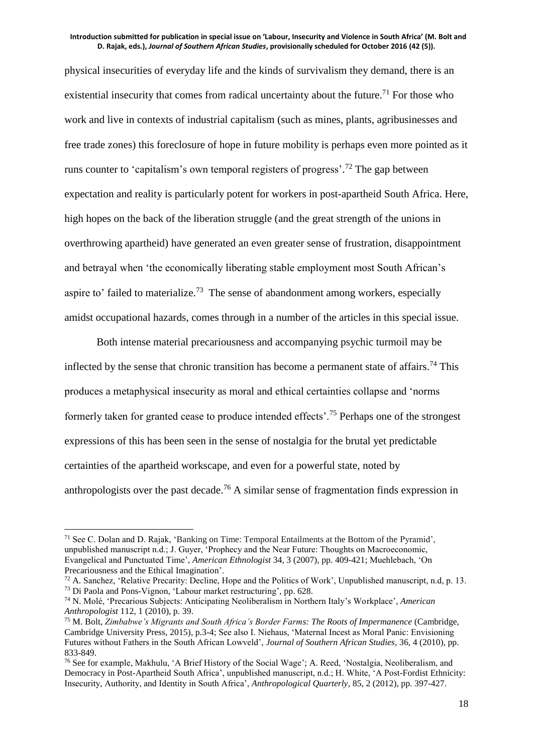physical insecurities of everyday life and the kinds of survivalism they demand, there is an existential insecurity that comes from radical uncertainty about the future.[71] For those who work and live in contexts of industrial capitalism (such as mines, plants, agribusinesses and free trade zones) this foreclosure of hope in future mobility is perhaps even more pointed as it runs counter to 'capitalism's own temporal registers of progress'.[72] The gap between expectation and reality is particularly potent for workers in post-apartheid South Africa. Here, high hopes on the back of the liberation struggle (and the great strength of the unions in overthrowing apartheid) have generated an even greater sense of frustration, disappointment and betrayal when 'the economically liberating stable employment most South African's aspire to' failed to materialize.[73] The sense of abandonment among workers, especially amidst occupational hazards, comes through in a number of the articles in this special issue.

Both intense material precariousness and accompanying psychic turmoil may be inflected by the sense that chronic transition has become a permanent state of affairs.[74] This produces a metaphysical insecurity as moral and ethical certainties collapse and 'norms formerly taken for granted cease to produce intended effects'.[75] Perhaps one of the strongest expressions of this has been seen in the sense of nostalgia for the brutal yet predictable certainties of the apartheid workscape, and even for a powerful state, noted by anthropologists over the past decade.[76] A similar sense of fragmentation finds expression in

---

[71] See C. Dolan and D. Rajak, 'Banking on Time: Temporal Entailments at the Bottom of the Pyramid', unpublished manuscript n.d.; J. Guyer, 'Prophecy and the Near Future: Thoughts on Macroeconomic, Evangelical and Punctuated Time', *American Ethnologist* 34, 3 (2007), pp. 409-421; Muehlebach, 'On Precariousness and the Ethical Imagination'.

[72] A. Sanchez, 'Relative Precarity: Decline, Hope and the Politics of Work', Unpublished manuscript, n.d, p. 13.

[73] Di Paola and Pons-Vignon, 'Labour market restructuring', pp. 628.

[74] N. Molé, 'Precarious Subjects: Anticipating Neoliberalism in Northern Italy's Workplace', *American Anthropologist* 112, 1 (2010), p. 39.

[75] M. Bolt, *Zimbabwe's Migrants and South Africa's Border Farms: The Roots of Impermanence* (Cambridge, Cambridge University Press, 2015), p.3-4; See also I. Niehaus, 'Maternal Incest as Moral Panic: Envisioning Futures without Fathers in the South African Lowveld', *Journal of Southern African Studies*, 36, 4 (2010), pp. 833-849.

[76] See for example, Makhulu, 'A Brief History of the Social Wage'; A. Reed, 'Nostalgia, Neoliberalism, and Democracy in Post-Apartheid South Africa', unpublished manuscript, n.d.; H. White, 'A Post-Fordist Ethnicity: Insecurity, Authority, and Identity in South Africa', *Anthropological Quarterly*, 85, 2 (2012), pp. 397-427.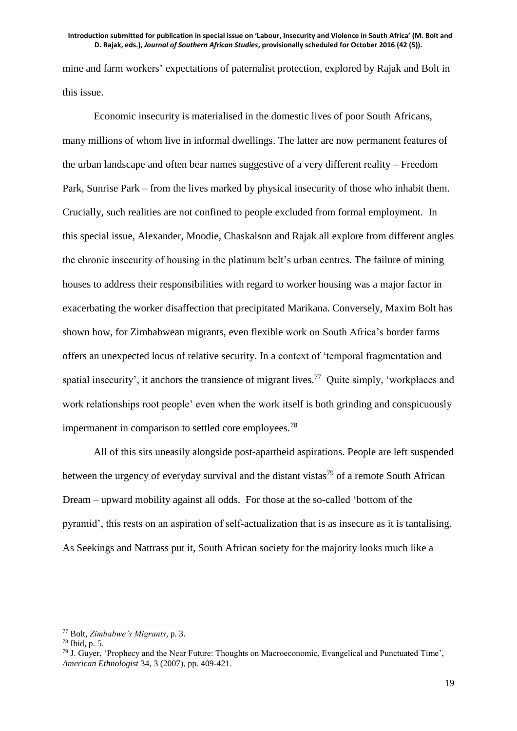mine and farm workers' expectations of paternalist protection, explored by Rajak and Bolt in this issue.

Economic insecurity is materialised in the domestic lives of poor South Africans, many millions of whom live in informal dwellings. The latter are now permanent features of the urban landscape and often bear names suggestive of a very different reality – Freedom Park, Sunrise Park – from the lives marked by physical insecurity of those who inhabit them. Crucially, such realities are not confined to people excluded from formal employment. In this special issue, Alexander, Moodie, Chaskalson and Rajak all explore from different angles the chronic insecurity of housing in the platinum belt's urban centres. The failure of mining houses to address their responsibilities with regard to worker housing was a major factor in exacerbating the worker disaffection that precipitated Marikana. Conversely, Maxim Bolt has shown how, for Zimbabwean migrants, even flexible work on South Africa's border farms offers an unexpected locus of relative security. In a context of 'temporal fragmentation and spatial insecurity', it anchors the transience of migrant lives.[77] Quite simply, 'workplaces and work relationships root people' even when the work itself is both grinding and conspicuously impermanent in comparison to settled core employees.[78]

All of this sits uneasily alongside post-apartheid aspirations. People are left suspended between the urgency of everyday survival and the distant vistas[79] of a remote South African Dream – upward mobility against all odds. For those at the so-called 'bottom of the pyramid', this rests on an aspiration of self-actualization that is as insecure as it is tantalising. As Seekings and Nattrass put it, South African society for the majority looks much like a

---

[77] Bolt, *Zimbabwe's Migrants*, p. 3.

[78] Ibid, p. 5.

[79] J. Guyer, 'Prophecy and the Near Future: Thoughts on Macroeconomic, Evangelical and Punctuated Time', *American Ethnologist* 34, 3 (2007), pp. 409-421.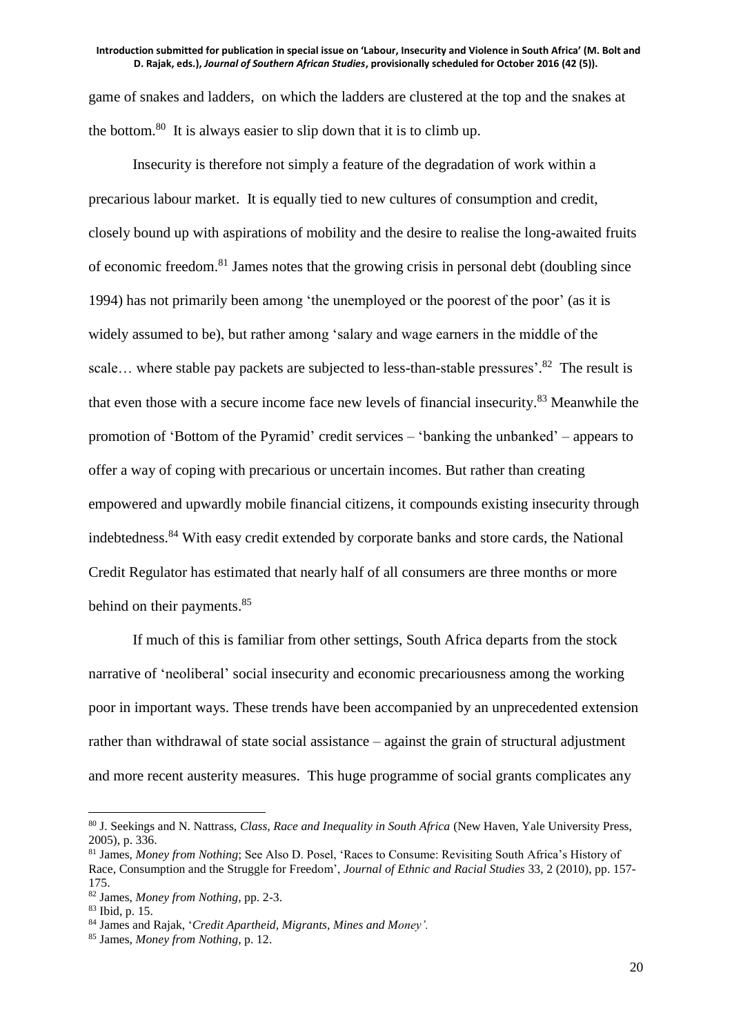game of snakes and ladders, on which the ladders are clustered at the top and the snakes at the bottom.[80] It is always easier to slip down that it is to climb up.

Insecurity is therefore not simply a feature of the degradation of work within a precarious labour market. It is equally tied to new cultures of consumption and credit, closely bound up with aspirations of mobility and the desire to realise the long-awaited fruits of economic freedom.[81] James notes that the growing crisis in personal debt (doubling since 1994) has not primarily been among 'the unemployed or the poorest of the poor' (as it is widely assumed to be), but rather among 'salary and wage earners in the middle of the scale… where stable pay packets are subjected to less-than-stable pressures'.[82] The result is that even those with a secure income face new levels of financial insecurity.[83] Meanwhile the promotion of 'Bottom of the Pyramid' credit services – 'banking the unbanked' – appears to offer a way of coping with precarious or uncertain incomes. But rather than creating empowered and upwardly mobile financial citizens, it compounds existing insecurity through indebtedness.[84] With easy credit extended by corporate banks and store cards, the National Credit Regulator has estimated that nearly half of all consumers are three months or more behind on their payments.[85]

If much of this is familiar from other settings, South Africa departs from the stock narrative of 'neoliberal' social insecurity and economic precariousness among the working poor in important ways. These trends have been accompanied by an unprecedented extension rather than withdrawal of state social assistance – against the grain of structural adjustment and more recent austerity measures. This huge programme of social grants complicates any

---

[80] J. Seekings and N. Nattrass, *Class, Race and Inequality in South Africa* (New Haven, Yale University Press, 2005), p. 336.

[81] James, *Money from Nothing*; See Also D. Posel, 'Races to Consume: Revisiting South Africa's History of Race, Consumption and the Struggle for Freedom', *Journal of Ethnic and Racial Studies* 33, 2 (2010), pp. 157-175.

[82] James, *Money from Nothing*, pp. 2-3.

[83] Ibid, p. 15.

[84] James and Rajak, '*Credit Apartheid, Migrants, Mines and Money'.*

[85] James, *Money from Nothing*, p. 12.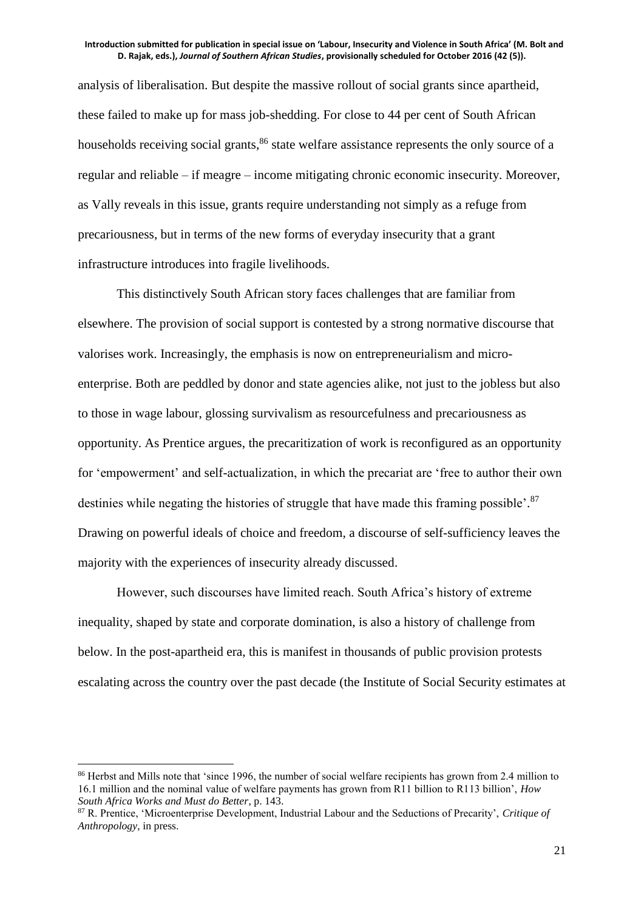analysis of liberalisation. But despite the massive rollout of social grants since apartheid, these failed to make up for mass job-shedding. For close to 44 per cent of South African households receiving social grants,[86] state welfare assistance represents the only source of a regular and reliable – if meagre – income mitigating chronic economic insecurity. Moreover, as Vally reveals in this issue, grants require understanding not simply as a refuge from precariousness, but in terms of the new forms of everyday insecurity that a grant infrastructure introduces into fragile livelihoods.

This distinctively South African story faces challenges that are familiar from elsewhere. The provision of social support is contested by a strong normative discourse that valorises work. Increasingly, the emphasis is now on entrepreneurialism and micro-enterprise. Both are peddled by donor and state agencies alike, not just to the jobless but also to those in wage labour, glossing survivalism as resourcefulness and precariousness as opportunity. As Prentice argues, the precaritization of work is reconfigured as an opportunity for 'empowerment' and self-actualization, in which the precariat are 'free to author their own destinies while negating the histories of struggle that have made this framing possible'.[87] Drawing on powerful ideals of choice and freedom, a discourse of self-sufficiency leaves the majority with the experiences of insecurity already discussed.

However, such discourses have limited reach. South Africa's history of extreme inequality, shaped by state and corporate domination, is also a history of challenge from below. In the post-apartheid era, this is manifest in thousands of public provision protests escalating across the country over the past decade (the Institute of Social Security estimates at

---

[86] Herbst and Mills note that 'since 1996, the number of social welfare recipients has grown from 2.4 million to 16.1 million and the nominal value of welfare payments has grown from R11 billion to R113 billion', *How South Africa Works and Must do Better*, p. 143.

[87] R. Prentice, 'Microenterprise Development, Industrial Labour and the Seductions of Precarity', *Critique of Anthropology*, in press.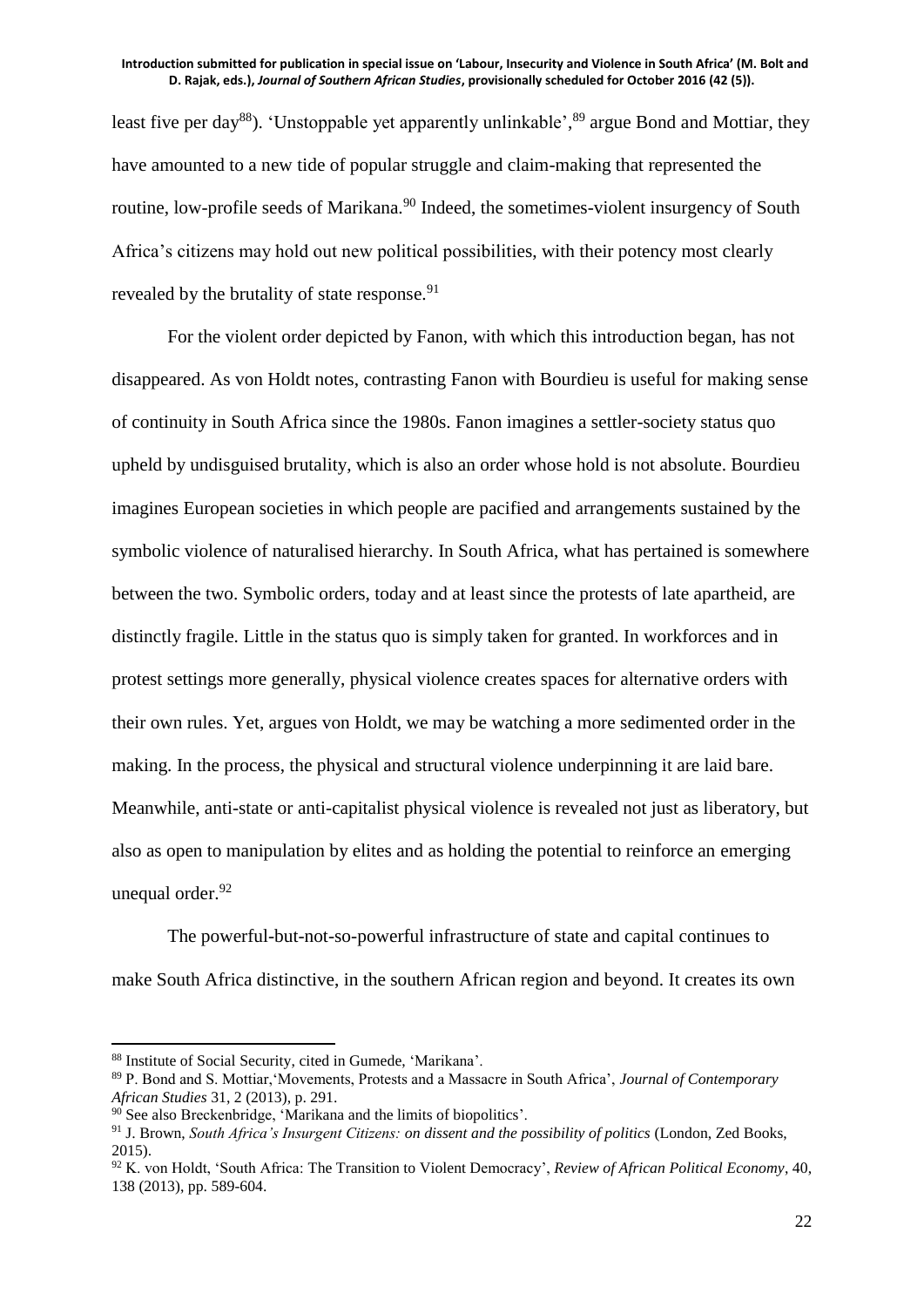least five per day[88]). 'Unstoppable yet apparently unlinkable',[89] argue Bond and Mottiar, they have amounted to a new tide of popular struggle and claim-making that represented the routine, low-profile seeds of Marikana.[90] Indeed, the sometimes-violent insurgency of South Africa's citizens may hold out new political possibilities, with their potency most clearly revealed by the brutality of state response.[91]

For the violent order depicted by Fanon, with which this introduction began, has not disappeared. As von Holdt notes, contrasting Fanon with Bourdieu is useful for making sense of continuity in South Africa since the 1980s. Fanon imagines a settler-society status quo upheld by undisguised brutality, which is also an order whose hold is not absolute. Bourdieu imagines European societies in which people are pacified and arrangements sustained by the symbolic violence of naturalised hierarchy. In South Africa, what has pertained is somewhere between the two. Symbolic orders, today and at least since the protests of late apartheid, are distinctly fragile. Little in the status quo is simply taken for granted. In workforces and in protest settings more generally, physical violence creates spaces for alternative orders with their own rules. Yet, argues von Holdt, we may be watching a more sedimented order in the making. In the process, the physical and structural violence underpinning it are laid bare. Meanwhile, anti-state or anti-capitalist physical violence is revealed not just as liberatory, but also as open to manipulation by elites and as holding the potential to reinforce an emerging unequal order.[92]

The powerful-but-not-so-powerful infrastructure of state and capital continues to make South Africa distinctive, in the southern African region and beyond. It creates its own

---

[88] Institute of Social Security, cited in Gumede, 'Marikana'.

[89] P. Bond and S. Mottiar,'Movements, Protests and a Massacre in South Africa', *Journal of Contemporary African Studies* 31, 2 (2013), p. 291.

[90] See also Breckenbridge, 'Marikana and the limits of biopolitics'.

[91] J. Brown, *South Africa's Insurgent Citizens: on dissent and the possibility of politics* (London, Zed Books, 2015).

[92] K. von Holdt, 'South Africa: The Transition to Violent Democracy', *Review of African Political Economy*, 40, 138 (2013), pp. 589-604.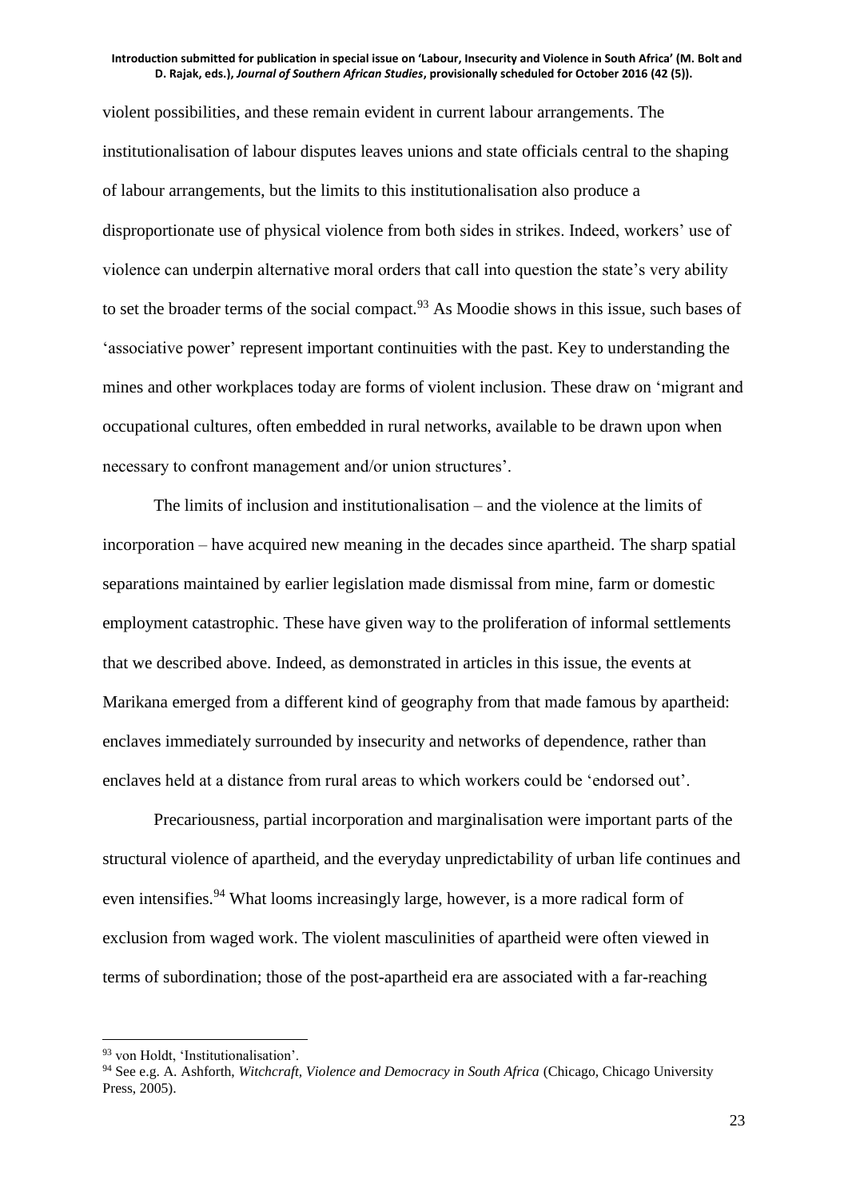violent possibilities, and these remain evident in current labour arrangements. The institutionalisation of labour disputes leaves unions and state officials central to the shaping of labour arrangements, but the limits to this institutionalisation also produce a disproportionate use of physical violence from both sides in strikes. Indeed, workers' use of violence can underpin alternative moral orders that call into question the state's very ability to set the broader terms of the social compact.[93] As Moodie shows in this issue, such bases of 'associative power' represent important continuities with the past. Key to understanding the mines and other workplaces today are forms of violent inclusion. These draw on 'migrant and occupational cultures, often embedded in rural networks, available to be drawn upon when necessary to confront management and/or union structures'.

The limits of inclusion and institutionalisation – and the violence at the limits of incorporation – have acquired new meaning in the decades since apartheid. The sharp spatial separations maintained by earlier legislation made dismissal from mine, farm or domestic employment catastrophic. These have given way to the proliferation of informal settlements that we described above. Indeed, as demonstrated in articles in this issue, the events at Marikana emerged from a different kind of geography from that made famous by apartheid: enclaves immediately surrounded by insecurity and networks of dependence, rather than enclaves held at a distance from rural areas to which workers could be 'endorsed out'.

Precariousness, partial incorporation and marginalisation were important parts of the structural violence of apartheid, and the everyday unpredictability of urban life continues and even intensifies.[94] What looms increasingly large, however, is a more radical form of exclusion from waged work. The violent masculinities of apartheid were often viewed in terms of subordination; those of the post-apartheid era are associated with a far-reaching

---

[93] von Holdt, 'Institutionalisation'.

[94] See e.g. A. Ashforth, *Witchcraft, Violence and Democracy in South Africa* (Chicago, Chicago University Press, 2005).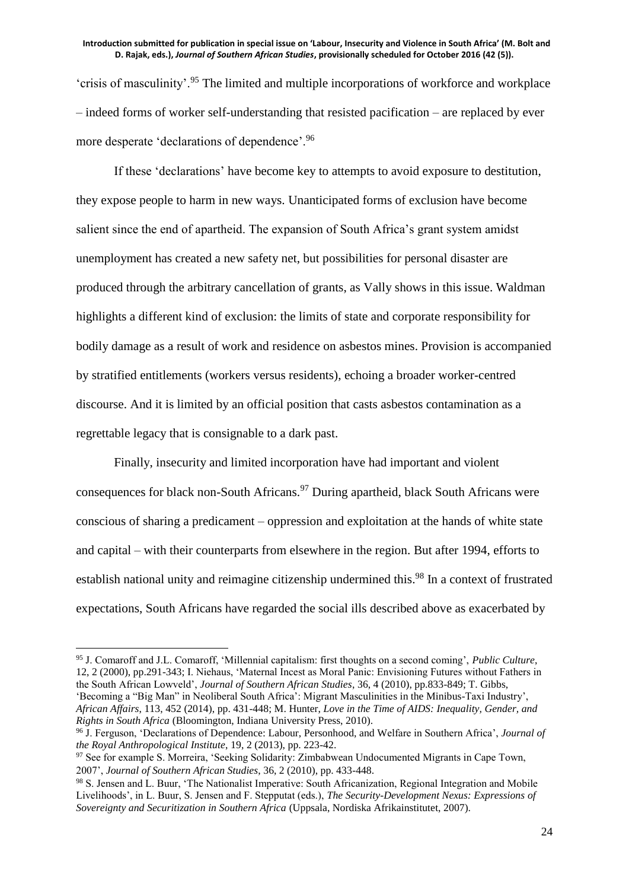'crisis of masculinity'.[95] The limited and multiple incorporations of workforce and workplace – indeed forms of worker self-understanding that resisted pacification – are replaced by ever more desperate 'declarations of dependence'.[96]

If these 'declarations' have become key to attempts to avoid exposure to destitution, they expose people to harm in new ways. Unanticipated forms of exclusion have become salient since the end of apartheid. The expansion of South Africa's grant system amidst unemployment has created a new safety net, but possibilities for personal disaster are produced through the arbitrary cancellation of grants, as Vally shows in this issue. Waldman highlights a different kind of exclusion: the limits of state and corporate responsibility for bodily damage as a result of work and residence on asbestos mines. Provision is accompanied by stratified entitlements (workers versus residents), echoing a broader worker-centred discourse. And it is limited by an official position that casts asbestos contamination as a regrettable legacy that is consignable to a dark past.

Finally, insecurity and limited incorporation have had important and violent consequences for black non-South Africans.[97] During apartheid, black South Africans were conscious of sharing a predicament – oppression and exploitation at the hands of white state and capital – with their counterparts from elsewhere in the region. But after 1994, efforts to establish national unity and reimagine citizenship undermined this.[98] In a context of frustrated expectations, South Africans have regarded the social ills described above as exacerbated by

---

[95] J. Comaroff and J.L. Comaroff, 'Millennial capitalism: first thoughts on a second coming', *Public Culture*, 12, 2 (2000), pp.291-343; I. Niehaus, 'Maternal Incest as Moral Panic: Envisioning Futures without Fathers in the South African Lowveld', *Journal of Southern African Studies*, 36, 4 (2010), pp.833-849; T. Gibbs, 'Becoming a "Big Man" in Neoliberal South Africa': Migrant Masculinities in the Minibus-Taxi Industry', *African Affairs*, 113, 452 (2014), pp. 431-448; M. Hunter, *Love in the Time of AIDS: Inequality, Gender, and Rights in South Africa* (Bloomington, Indiana University Press, 2010).

[96] J. Ferguson, 'Declarations of Dependence: Labour, Personhood, and Welfare in Southern Africa', *Journal of the Royal Anthropological Institute*, 19, 2 (2013), pp. 223-42.

[97] See for example S. Morreira, 'Seeking Solidarity: Zimbabwean Undocumented Migrants in Cape Town, 2007', *Journal of Southern African Studies*, 36, 2 (2010), pp. 433-448.

[98] S. Jensen and L. Buur, 'The Nationalist Imperative: South Africanization, Regional Integration and Mobile Livelihoods', in L. Buur, S. Jensen and F. Stepputat (eds.), *The Security-Development Nexus: Expressions of Sovereignty and Securitization in Southern Africa* (Uppsala, Nordiska Afrikainstitutet, 2007).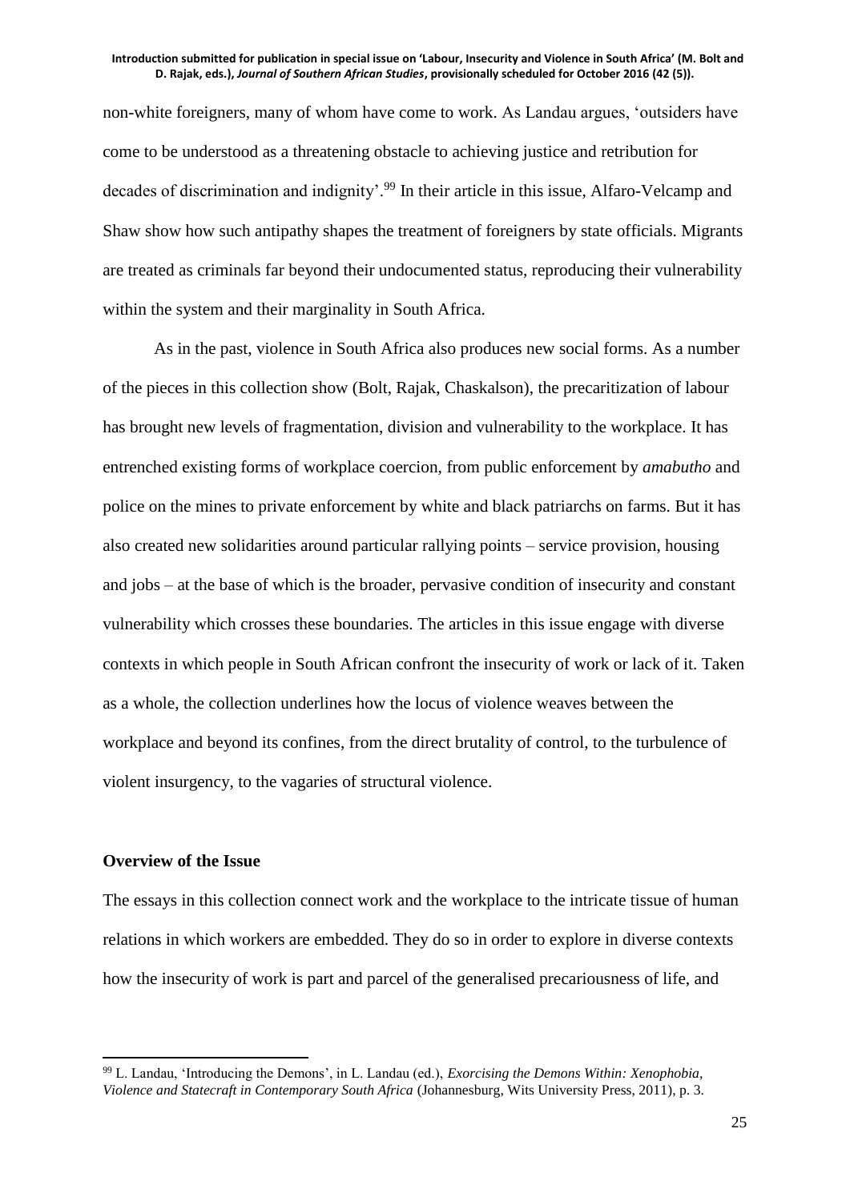non-white foreigners, many of whom have come to work. As Landau argues, 'outsiders have come to be understood as a threatening obstacle to achieving justice and retribution for decades of discrimination and indignity'.[99] In their article in this issue, Alfaro-Velcamp and Shaw show how such antipathy shapes the treatment of foreigners by state officials. Migrants are treated as criminals far beyond their undocumented status, reproducing their vulnerability within the system and their marginality in South Africa.

As in the past, violence in South Africa also produces new social forms. As a number of the pieces in this collection show (Bolt, Rajak, Chaskalson), the precaritization of labour has brought new levels of fragmentation, division and vulnerability to the workplace. It has entrenched existing forms of workplace coercion, from public enforcement by *amabutho* and police on the mines to private enforcement by white and black patriarchs on farms. But it has also created new solidarities around particular rallying points – service provision, housing and jobs – at the base of which is the broader, pervasive condition of insecurity and constant vulnerability which crosses these boundaries. The articles in this issue engage with diverse contexts in which people in South African confront the insecurity of work or lack of it. Taken as a whole, the collection underlines how the locus of violence weaves between the workplace and beyond its confines, from the direct brutality of control, to the turbulence of violent insurgency, to the vagaries of structural violence.

**Overview of the Issue**

The essays in this collection connect work and the workplace to the intricate tissue of human relations in which workers are embedded. They do so in order to explore in diverse contexts how the insecurity of work is part and parcel of the generalised precariousness of life, and

[99] L. Landau, 'Introducing the Demons', in L. Landau (ed.), *Exorcising the Demons Within: Xenophobia, Violence and Statecraft in Contemporary South Africa* (Johannesburg, Wits University Press, 2011), p. 3.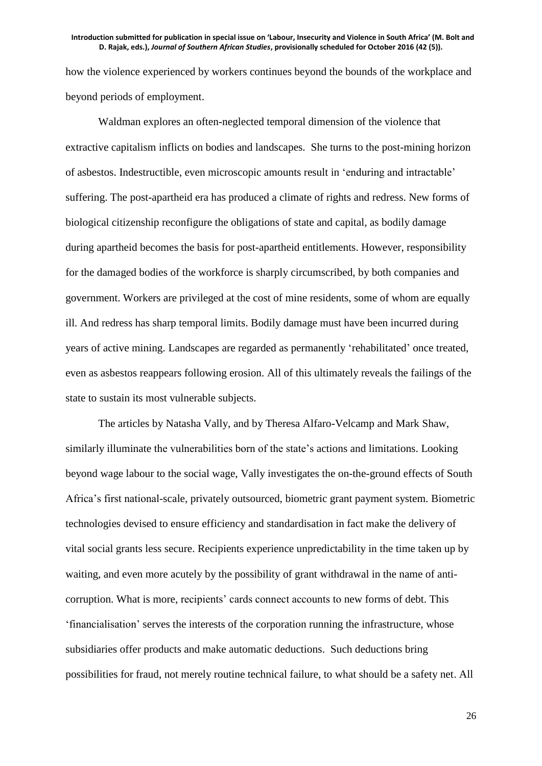how the violence experienced by workers continues beyond the bounds of the workplace and beyond periods of employment.

Waldman explores an often-neglected temporal dimension of the violence that extractive capitalism inflicts on bodies and landscapes. She turns to the post-mining horizon of asbestos. Indestructible, even microscopic amounts result in 'enduring and intractable' suffering. The post-apartheid era has produced a climate of rights and redress. New forms of biological citizenship reconfigure the obligations of state and capital, as bodily damage during apartheid becomes the basis for post-apartheid entitlements. However, responsibility for the damaged bodies of the workforce is sharply circumscribed, by both companies and government. Workers are privileged at the cost of mine residents, some of whom are equally ill. And redress has sharp temporal limits. Bodily damage must have been incurred during years of active mining. Landscapes are regarded as permanently 'rehabilitated' once treated, even as asbestos reappears following erosion. All of this ultimately reveals the failings of the state to sustain its most vulnerable subjects.

The articles by Natasha Vally, and by Theresa Alfaro-Velcamp and Mark Shaw, similarly illuminate the vulnerabilities born of the state's actions and limitations. Looking beyond wage labour to the social wage, Vally investigates the on-the-ground effects of South Africa's first national-scale, privately outsourced, biometric grant payment system. Biometric technologies devised to ensure efficiency and standardisation in fact make the delivery of vital social grants less secure. Recipients experience unpredictability in the time taken up by waiting, and even more acutely by the possibility of grant withdrawal in the name of anti-corruption. What is more, recipients' cards connect accounts to new forms of debt. This 'financialisation' serves the interests of the corporation running the infrastructure, whose subsidiaries offer products and make automatic deductions. Such deductions bring possibilities for fraud, not merely routine technical failure, to what should be a safety net. All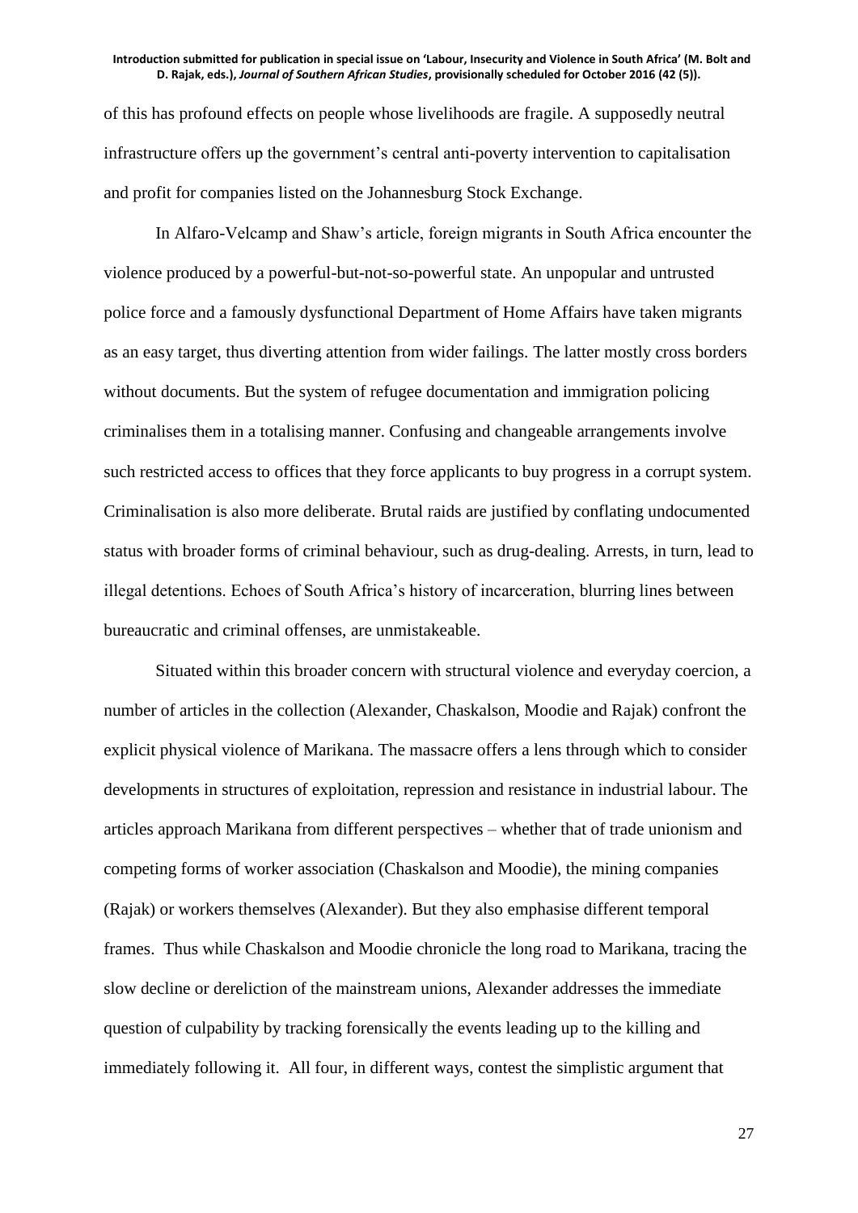of this has profound effects on people whose livelihoods are fragile. A supposedly neutral infrastructure offers up the government's central anti-poverty intervention to capitalisation and profit for companies listed on the Johannesburg Stock Exchange.

In Alfaro-Velcamp and Shaw's article, foreign migrants in South Africa encounter the violence produced by a powerful-but-not-so-powerful state. An unpopular and untrusted police force and a famously dysfunctional Department of Home Affairs have taken migrants as an easy target, thus diverting attention from wider failings. The latter mostly cross borders without documents. But the system of refugee documentation and immigration policing criminalises them in a totalising manner. Confusing and changeable arrangements involve such restricted access to offices that they force applicants to buy progress in a corrupt system. Criminalisation is also more deliberate. Brutal raids are justified by conflating undocumented status with broader forms of criminal behaviour, such as drug-dealing. Arrests, in turn, lead to illegal detentions. Echoes of South Africa's history of incarceration, blurring lines between bureaucratic and criminal offenses, are unmistakeable.

Situated within this broader concern with structural violence and everyday coercion, a number of articles in the collection (Alexander, Chaskalson, Moodie and Rajak) confront the explicit physical violence of Marikana. The massacre offers a lens through which to consider developments in structures of exploitation, repression and resistance in industrial labour. The articles approach Marikana from different perspectives – whether that of trade unionism and competing forms of worker association (Chaskalson and Moodie), the mining companies (Rajak) or workers themselves (Alexander). But they also emphasise different temporal frames. Thus while Chaskalson and Moodie chronicle the long road to Marikana, tracing the slow decline or dereliction of the mainstream unions, Alexander addresses the immediate question of culpability by tracking forensically the events leading up to the killing and immediately following it. All four, in different ways, contest the simplistic argument that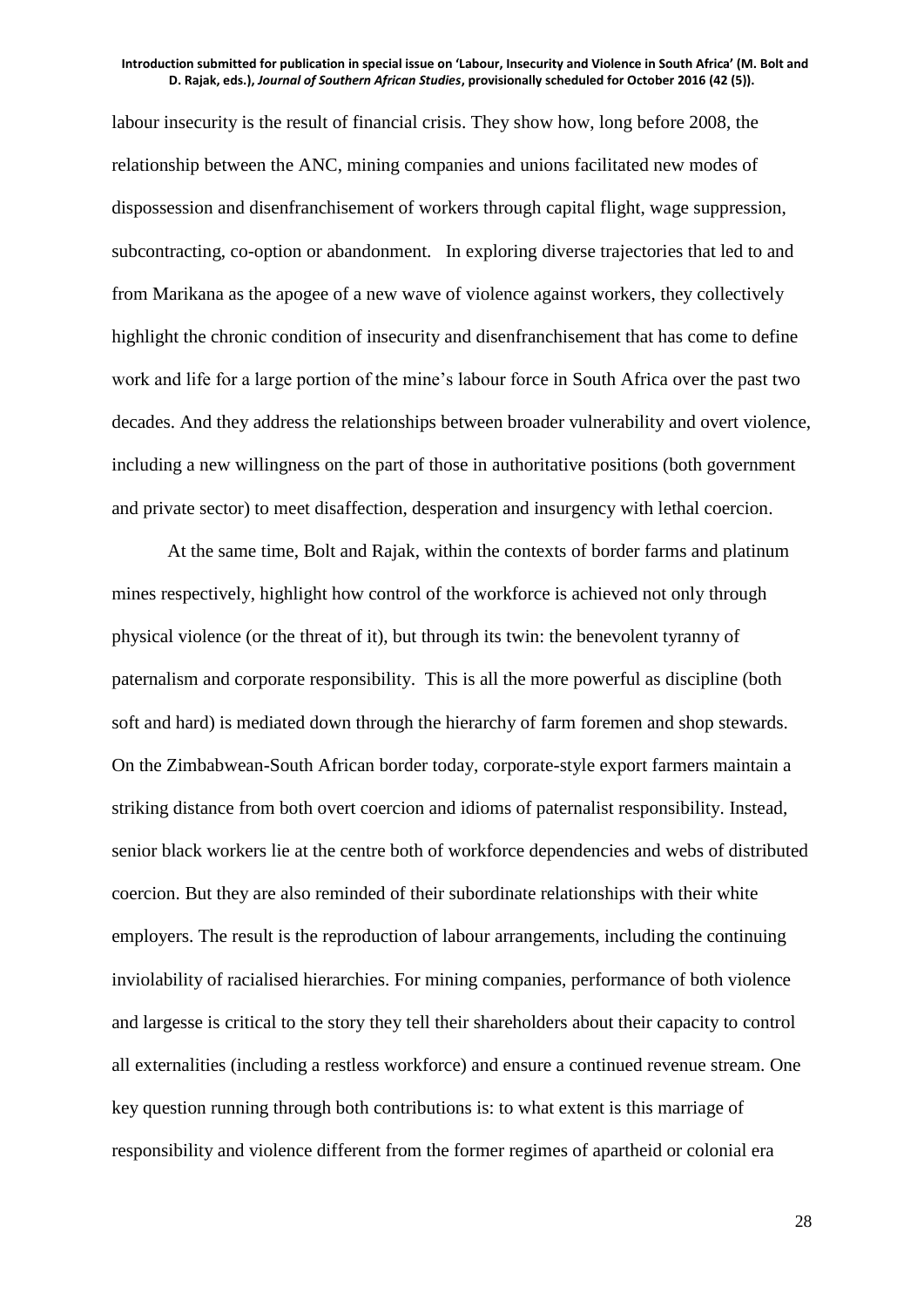labour insecurity is the result of financial crisis. They show how, long before 2008, the relationship between the ANC, mining companies and unions facilitated new modes of dispossession and disenfranchisement of workers through capital flight, wage suppression, subcontracting, co-option or abandonment. In exploring diverse trajectories that led to and from Marikana as the apogee of a new wave of violence against workers, they collectively highlight the chronic condition of insecurity and disenfranchisement that has come to define work and life for a large portion of the mine's labour force in South Africa over the past two decades. And they address the relationships between broader vulnerability and overt violence, including a new willingness on the part of those in authoritative positions (both government and private sector) to meet disaffection, desperation and insurgency with lethal coercion.

At the same time, Bolt and Rajak, within the contexts of border farms and platinum mines respectively, highlight how control of the workforce is achieved not only through physical violence (or the threat of it), but through its twin: the benevolent tyranny of paternalism and corporate responsibility. This is all the more powerful as discipline (both soft and hard) is mediated down through the hierarchy of farm foremen and shop stewards. On the Zimbabwean-South African border today, corporate-style export farmers maintain a striking distance from both overt coercion and idioms of paternalist responsibility. Instead, senior black workers lie at the centre both of workforce dependencies and webs of distributed coercion. But they are also reminded of their subordinate relationships with their white employers. The result is the reproduction of labour arrangements, including the continuing inviolability of racialised hierarchies. For mining companies, performance of both violence and largesse is critical to the story they tell their shareholders about their capacity to control all externalities (including a restless workforce) and ensure a continued revenue stream. One key question running through both contributions is: to what extent is this marriage of responsibility and violence different from the former regimes of apartheid or colonial era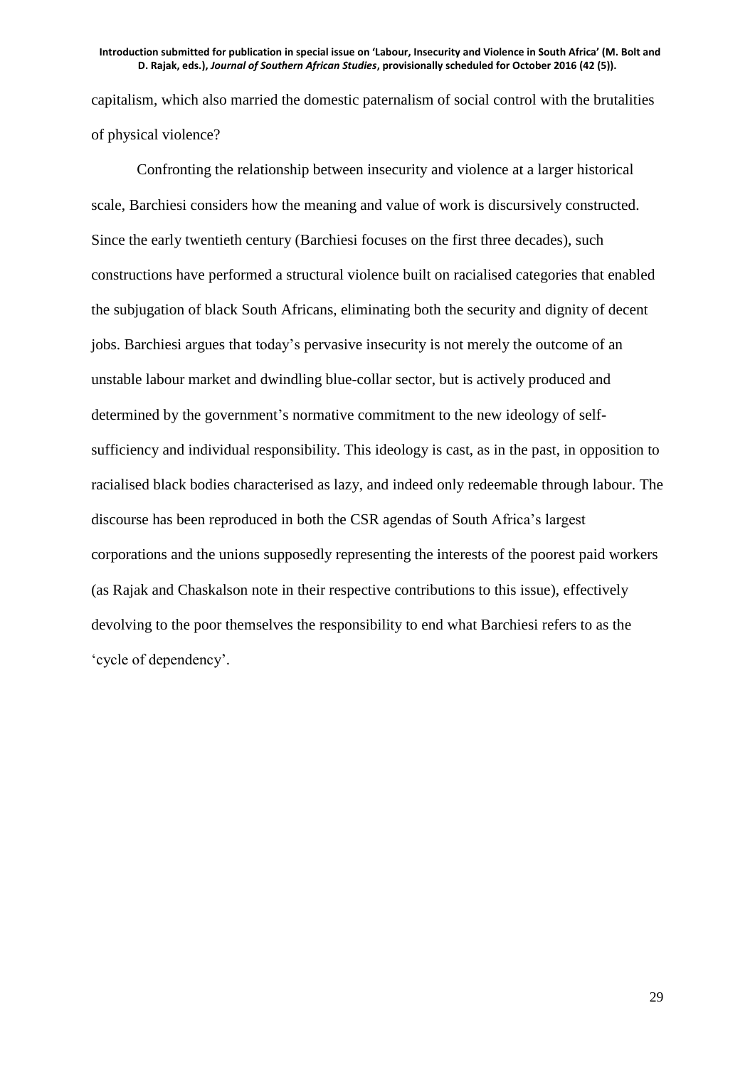capitalism, which also married the domestic paternalism of social control with the brutalities of physical violence?

Confronting the relationship between insecurity and violence at a larger historical scale, Barchiesi considers how the meaning and value of work is discursively constructed. Since the early twentieth century (Barchiesi focuses on the first three decades), such constructions have performed a structural violence built on racialised categories that enabled the subjugation of black South Africans, eliminating both the security and dignity of decent jobs. Barchiesi argues that today's pervasive insecurity is not merely the outcome of an unstable labour market and dwindling blue-collar sector, but is actively produced and determined by the government's normative commitment to the new ideology of self-sufficiency and individual responsibility. This ideology is cast, as in the past, in opposition to racialised black bodies characterised as lazy, and indeed only redeemable through labour. The discourse has been reproduced in both the CSR agendas of South Africa's largest corporations and the unions supposedly representing the interests of the poorest paid workers (as Rajak and Chaskalson note in their respective contributions to this issue), effectively devolving to the poor themselves the responsibility to end what Barchiesi refers to as the 'cycle of dependency'.